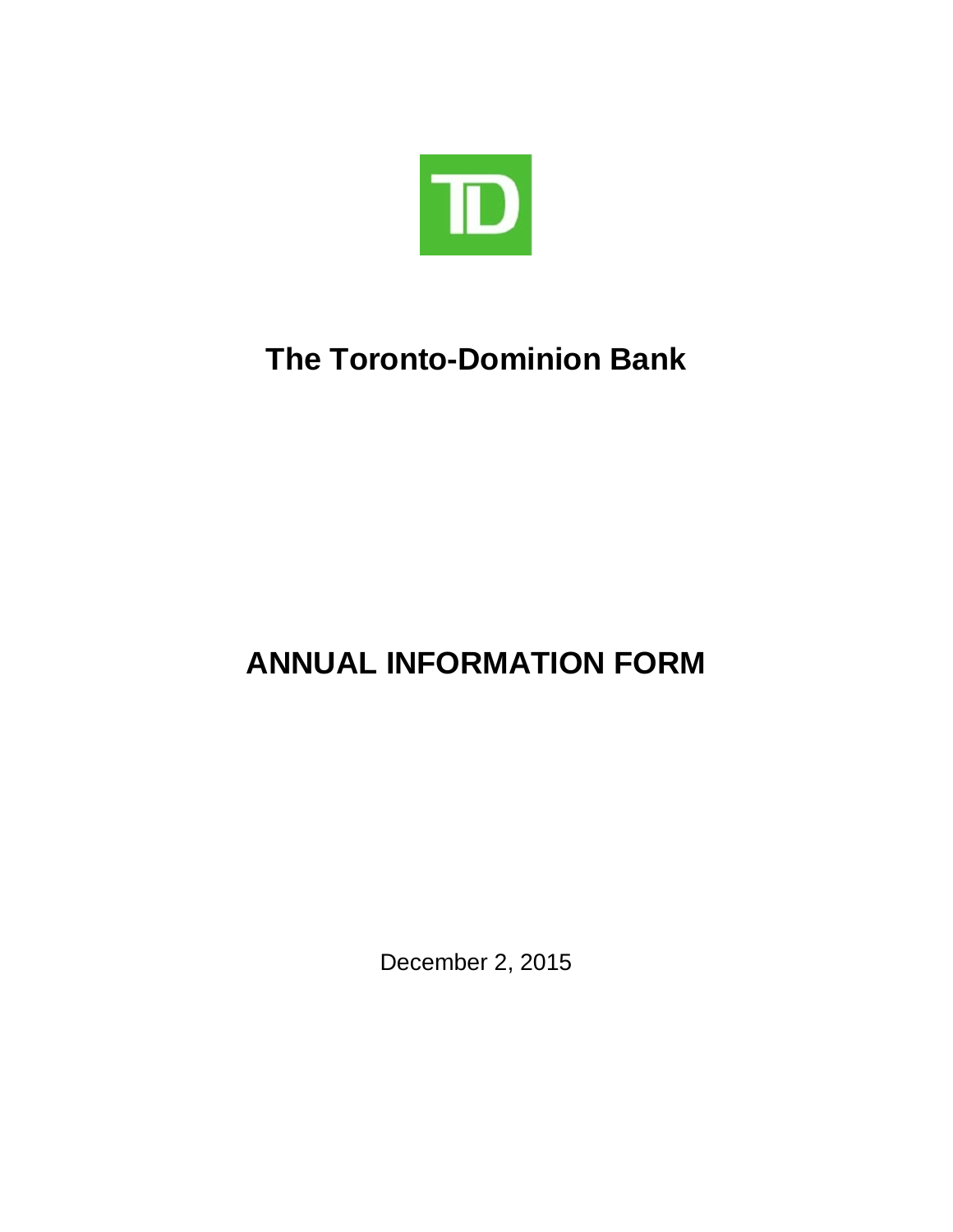# The Toronto-Dominion Bank

# ANNUAL INFORMATION FORM

December 2, 2015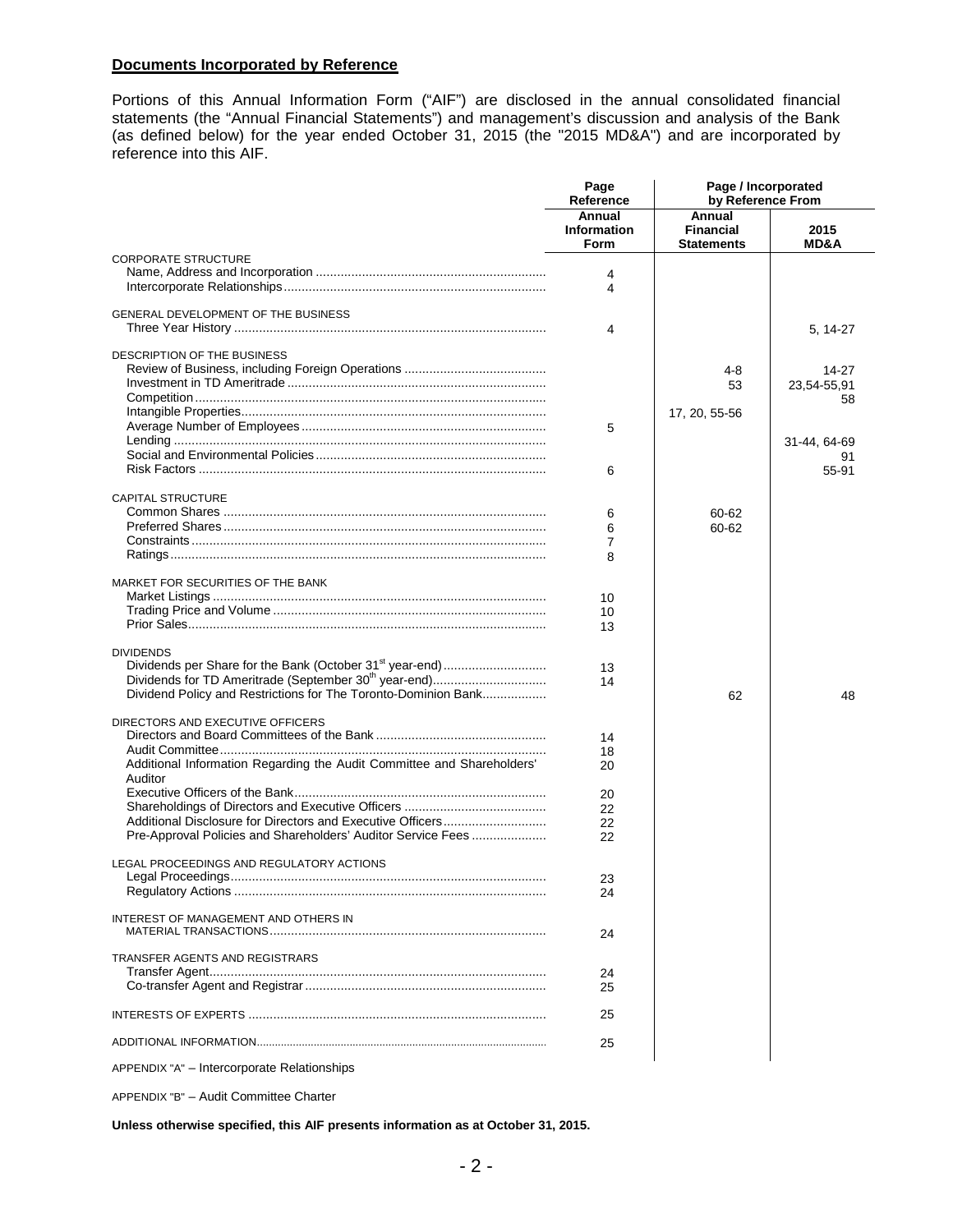## Documents Incorporated by Reference

Portions of this Annual Information Form ("AIF") are disclosed in the annual consolidated financial statements (the "Annual Financial Statements") and management's discussion and analysis of the Bank (as defined below) for the year ended October 31, 2015 (the "2015 MD&A") and are incorporated by reference into this AIF.

| | Page Reference | Page / Incorporated by Reference From | |
|---|---|---|---|
| | **Annual Information Form** | **Annual Financial Statements** | **2015 MD&A** |
| CORPORATE STRUCTURE | | | |
| Name, Address and Incorporation | 4 | | |
| Intercorporate Relationships | 4 | | |
| GENERAL DEVELOPMENT OF THE BUSINESS | | | |
| Three Year History | 4 | | 5, 14-27 |
| DESCRIPTION OF THE BUSINESS | | | |
| Review of Business, including Foreign Operations | | 4-8 | 14-27 |
| Investment in TD Ameritrade | | 53 | 23,54-55,91 |
| Competition | | | 58 |
| Intangible Properties | | 17, 20, 55-56 | |
| Average Number of Employees | 5 | | |
| Lending | | | 31-44, 64-69 |
| Social and Environmental Policies | | | 91 |
| Risk Factors | 6 | | 55-91 |
| CAPITAL STRUCTURE | | | |
| Common Shares | 6 | 60-62 | |
| Preferred Shares | 6 | 60-62 | |
| Constraints | 7 | | |
| Ratings | 8 | | |
| MARKET FOR SECURITIES OF THE BANK | | | |
| Market Listings | 10 | | |
| Trading Price and Volume | 10 | | |
| Prior Sales | 13 | | |
| DIVIDENDS | | | |
| Dividends per Share for the Bank (October 31st year-end) | 13 | | |
| Dividends for TD Ameritrade (September 30th year-end) | 14 | | |
| Dividend Policy and Restrictions for The Toronto-Dominion Bank | | 62 | 48 |
| DIRECTORS AND EXECUTIVE OFFICERS | | | |
| Directors and Board Committees of the Bank | 14 | | |
| Audit Committee | 18 | | |
| Additional Information Regarding the Audit Committee and Shareholders' Auditor | 20 | | |
| Executive Officers of the Bank | 20 | | |
| Shareholdings of Directors and Executive Officers | 22 | | |
| Additional Disclosure for Directors and Executive Officers | 22 | | |
| Pre-Approval Policies and Shareholders' Auditor Service Fees | 22 | | |
| LEGAL PROCEEDINGS AND REGULATORY ACTIONS | | | |
| Legal Proceedings | 23 | | |
| Regulatory Actions | 24 | | |
| INTEREST OF MANAGEMENT AND OTHERS IN MATERIAL TRANSACTIONS | 24 | | |
| TRANSFER AGENTS AND REGISTRARS | | | |
| Transfer Agent | 24 | | |
| Co-transfer Agent and Registrar | 25 | | |
| INTERESTS OF EXPERTS | 25 | | |
| ADDITIONAL INFORMATION | 25 | | |

APPENDIX "A" – Intercorporate Relationships

APPENDIX "B" – Audit Committee Charter

**Unless otherwise specified, this AIF presents information as at October 31, 2015.**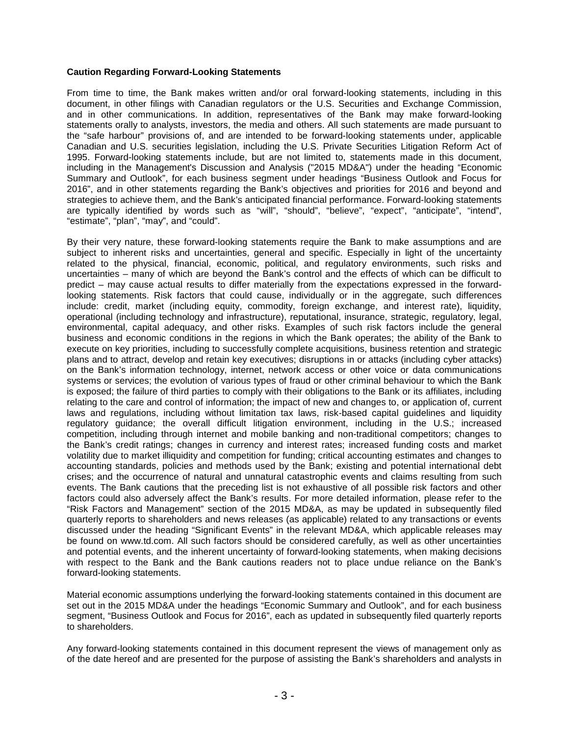**Caution Regarding Forward-Looking Statements**

From time to time, the Bank makes written and/or oral forward-looking statements, including in this document, in other filings with Canadian regulators or the U.S. Securities and Exchange Commission, and in other communications. In addition, representatives of the Bank may make forward-looking statements orally to analysts, investors, the media and others. All such statements are made pursuant to the "safe harbour" provisions of, and are intended to be forward-looking statements under, applicable Canadian and U.S. securities legislation, including the U.S. Private Securities Litigation Reform Act of 1995. Forward-looking statements include, but are not limited to, statements made in this document, including in the Management's Discussion and Analysis ("2015 MD&A") under the heading "Economic Summary and Outlook", for each business segment under headings "Business Outlook and Focus for 2016", and in other statements regarding the Bank's objectives and priorities for 2016 and beyond and strategies to achieve them, and the Bank's anticipated financial performance. Forward-looking statements are typically identified by words such as "will", "should", "believe", "expect", "anticipate", "intend", "estimate", "plan", "may", and "could".

By their very nature, these forward-looking statements require the Bank to make assumptions and are subject to inherent risks and uncertainties, general and specific. Especially in light of the uncertainty related to the physical, financial, economic, political, and regulatory environments, such risks and uncertainties – many of which are beyond the Bank's control and the effects of which can be difficult to predict – may cause actual results to differ materially from the expectations expressed in the forward-looking statements. Risk factors that could cause, individually or in the aggregate, such differences include: credit, market (including equity, commodity, foreign exchange, and interest rate), liquidity, operational (including technology and infrastructure), reputational, insurance, strategic, regulatory, legal, environmental, capital adequacy, and other risks. Examples of such risk factors include the general business and economic conditions in the regions in which the Bank operates; the ability of the Bank to execute on key priorities, including to successfully complete acquisitions, business retention and strategic plans and to attract, develop and retain key executives; disruptions in or attacks (including cyber attacks) on the Bank's information technology, internet, network access or other voice or data communications systems or services; the evolution of various types of fraud or other criminal behaviour to which the Bank is exposed; the failure of third parties to comply with their obligations to the Bank or its affiliates, including relating to the care and control of information; the impact of new and changes to, or application of, current laws and regulations, including without limitation tax laws, risk-based capital guidelines and liquidity regulatory guidance; the overall difficult litigation environment, including in the U.S.; increased competition, including through internet and mobile banking and non-traditional competitors; changes to the Bank's credit ratings; changes in currency and interest rates; increased funding costs and market volatility due to market illiquidity and competition for funding; critical accounting estimates and changes to accounting standards, policies and methods used by the Bank; existing and potential international debt crises; and the occurrence of natural and unnatural catastrophic events and claims resulting from such events. The Bank cautions that the preceding list is not exhaustive of all possible risk factors and other factors could also adversely affect the Bank's results. For more detailed information, please refer to the "Risk Factors and Management" section of the 2015 MD&A, as may be updated in subsequently filed quarterly reports to shareholders and news releases (as applicable) related to any transactions or events discussed under the heading "Significant Events" in the relevant MD&A, which applicable releases may be found on www.td.com. All such factors should be considered carefully, as well as other uncertainties and potential events, and the inherent uncertainty of forward-looking statements, when making decisions with respect to the Bank and the Bank cautions readers not to place undue reliance on the Bank's forward-looking statements.

Material economic assumptions underlying the forward-looking statements contained in this document are set out in the 2015 MD&A under the headings "Economic Summary and Outlook", and for each business segment, "Business Outlook and Focus for 2016", each as updated in subsequently filed quarterly reports to shareholders.

Any forward-looking statements contained in this document represent the views of management only as of the date hereof and are presented for the purpose of assisting the Bank's shareholders and analysts in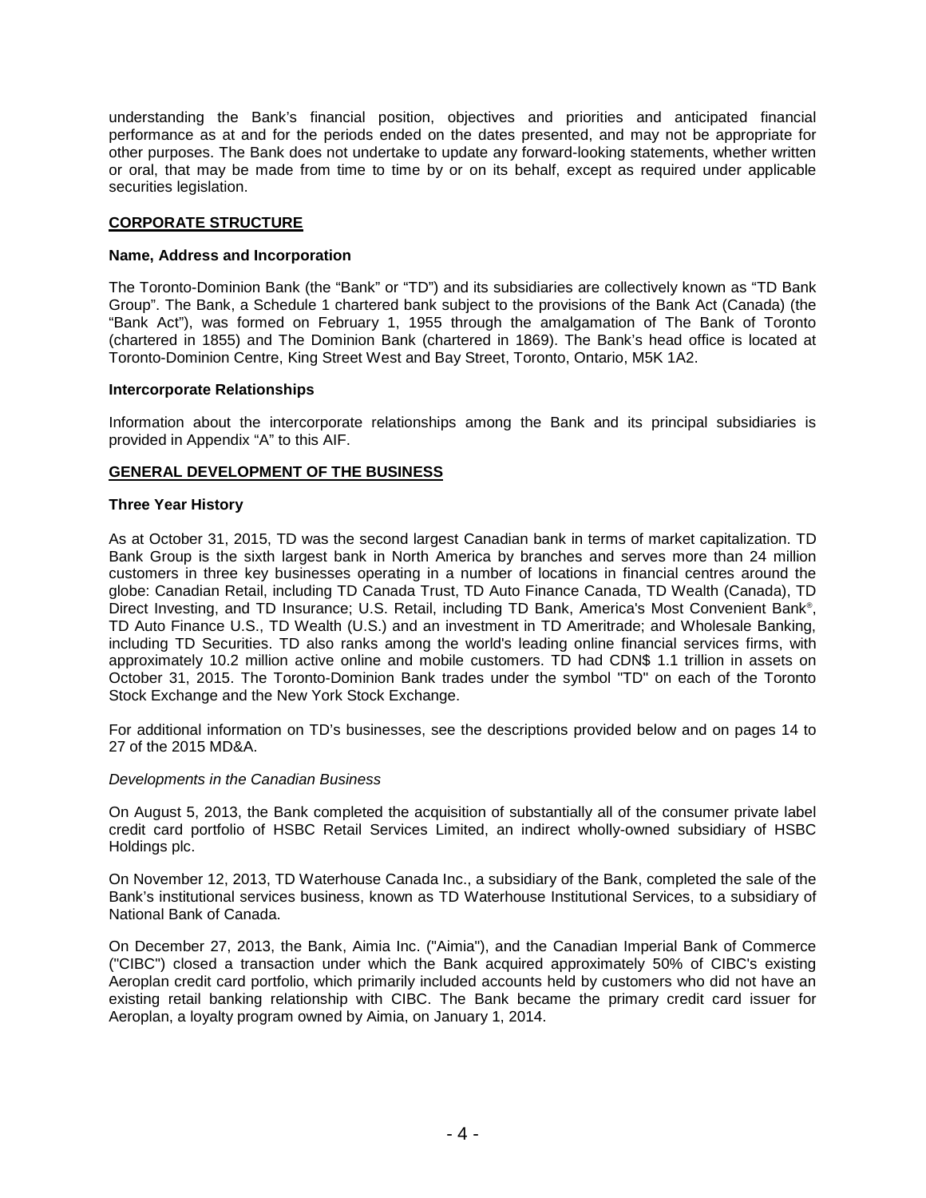understanding the Bank's financial position, objectives and priorities and anticipated financial performance as at and for the periods ended on the dates presented, and may not be appropriate for other purposes. The Bank does not undertake to update any forward-looking statements, whether written or oral, that may be made from time to time by or on its behalf, except as required under applicable securities legislation.

## CORPORATE STRUCTURE

### Name, Address and Incorporation

The Toronto-Dominion Bank (the "Bank" or "TD") and its subsidiaries are collectively known as "TD Bank Group". The Bank, a Schedule 1 chartered bank subject to the provisions of the Bank Act (Canada) (the "Bank Act"), was formed on February 1, 1955 through the amalgamation of The Bank of Toronto (chartered in 1855) and The Dominion Bank (chartered in 1869). The Bank's head office is located at Toronto-Dominion Centre, King Street West and Bay Street, Toronto, Ontario, M5K 1A2.

### Intercorporate Relationships

Information about the intercorporate relationships among the Bank and its principal subsidiaries is provided in Appendix "A" to this AIF.

## GENERAL DEVELOPMENT OF THE BUSINESS

### Three Year History

As at October 31, 2015, TD was the second largest Canadian bank in terms of market capitalization. TD Bank Group is the sixth largest bank in North America by branches and serves more than 24 million customers in three key businesses operating in a number of locations in financial centres around the globe: Canadian Retail, including TD Canada Trust, TD Auto Finance Canada, TD Wealth (Canada), TD Direct Investing, and TD Insurance; U.S. Retail, including TD Bank, America's Most Convenient Bank®, TD Auto Finance U.S., TD Wealth (U.S.) and an investment in TD Ameritrade; and Wholesale Banking, including TD Securities. TD also ranks among the world's leading online financial services firms, with approximately 10.2 million active online and mobile customers. TD had CDN$ 1.1 trillion in assets on October 31, 2015. The Toronto-Dominion Bank trades under the symbol "TD" on each of the Toronto Stock Exchange and the New York Stock Exchange.

For additional information on TD's businesses, see the descriptions provided below and on pages 14 to 27 of the 2015 MD&A.

*Developments in the Canadian Business*

On August 5, 2013, the Bank completed the acquisition of substantially all of the consumer private label credit card portfolio of HSBC Retail Services Limited, an indirect wholly-owned subsidiary of HSBC Holdings plc.

On November 12, 2013, TD Waterhouse Canada Inc., a subsidiary of the Bank, completed the sale of the Bank's institutional services business, known as TD Waterhouse Institutional Services, to a subsidiary of National Bank of Canada.

On December 27, 2013, the Bank, Aimia Inc. ("Aimia"), and the Canadian Imperial Bank of Commerce ("CIBC") closed a transaction under which the Bank acquired approximately 50% of CIBC's existing Aeroplan credit card portfolio, which primarily included accounts held by customers who did not have an existing retail banking relationship with CIBC. The Bank became the primary credit card issuer for Aeroplan, a loyalty program owned by Aimia, on January 1, 2014.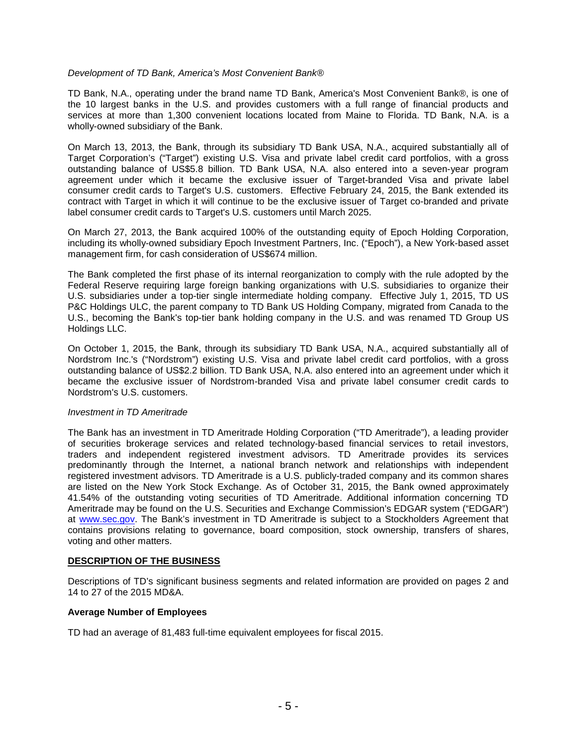*Development of TD Bank, America's Most Convenient Bank®*

TD Bank, N.A., operating under the brand name TD Bank, America's Most Convenient Bank®, is one of the 10 largest banks in the U.S. and provides customers with a full range of financial products and services at more than 1,300 convenient locations located from Maine to Florida. TD Bank, N.A. is a wholly-owned subsidiary of the Bank.

On March 13, 2013, the Bank, through its subsidiary TD Bank USA, N.A., acquired substantially all of Target Corporation's ("Target") existing U.S. Visa and private label credit card portfolios, with a gross outstanding balance of US$5.8 billion. TD Bank USA, N.A. also entered into a seven-year program agreement under which it became the exclusive issuer of Target-branded Visa and private label consumer credit cards to Target's U.S. customers. Effective February 24, 2015, the Bank extended its contract with Target in which it will continue to be the exclusive issuer of Target co-branded and private label consumer credit cards to Target's U.S. customers until March 2025.

On March 27, 2013, the Bank acquired 100% of the outstanding equity of Epoch Holding Corporation, including its wholly-owned subsidiary Epoch Investment Partners, Inc. ("Epoch"), a New York-based asset management firm, for cash consideration of US$674 million.

The Bank completed the first phase of its internal reorganization to comply with the rule adopted by the Federal Reserve requiring large foreign banking organizations with U.S. subsidiaries to organize their U.S. subsidiaries under a top-tier single intermediate holding company. Effective July 1, 2015, TD US P&C Holdings ULC, the parent company to TD Bank US Holding Company, migrated from Canada to the U.S., becoming the Bank's top-tier bank holding company in the U.S. and was renamed TD Group US Holdings LLC.

On October 1, 2015, the Bank, through its subsidiary TD Bank USA, N.A., acquired substantially all of Nordstrom Inc.'s ("Nordstrom") existing U.S. Visa and private label credit card portfolios, with a gross outstanding balance of US$2.2 billion. TD Bank USA, N.A. also entered into an agreement under which it became the exclusive issuer of Nordstrom-branded Visa and private label consumer credit cards to Nordstrom's U.S. customers.

*Investment in TD Ameritrade*

The Bank has an investment in TD Ameritrade Holding Corporation ("TD Ameritrade"), a leading provider of securities brokerage services and related technology-based financial services to retail investors, traders and independent registered investment advisors. TD Ameritrade provides its services predominantly through the Internet, a national branch network and relationships with independent registered investment advisors. TD Ameritrade is a U.S. publicly-traded company and its common shares are listed on the New York Stock Exchange. As of October 31, 2015, the Bank owned approximately 41.54% of the outstanding voting securities of TD Ameritrade. Additional information concerning TD Ameritrade may be found on the U.S. Securities and Exchange Commission's EDGAR system ("EDGAR") at www.sec.gov. The Bank's investment in TD Ameritrade is subject to a Stockholders Agreement that contains provisions relating to governance, board composition, stock ownership, transfers of shares, voting and other matters.

## DESCRIPTION OF THE BUSINESS

Descriptions of TD's significant business segments and related information are provided on pages 2 and 14 to 27 of the 2015 MD&A.

**Average Number of Employees**

TD had an average of 81,483 full-time equivalent employees for fiscal 2015.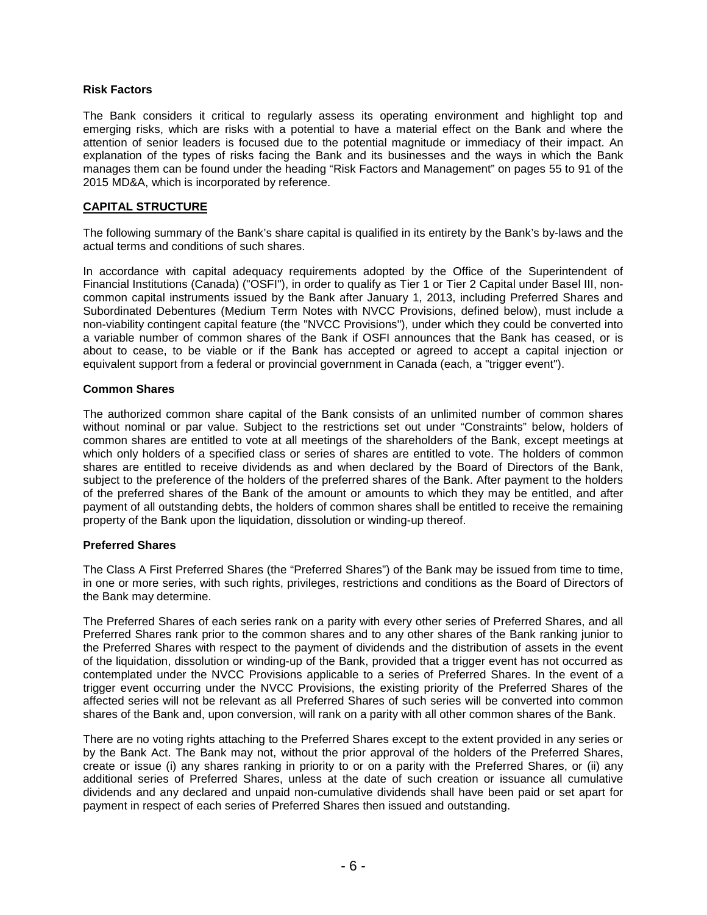### Risk Factors

The Bank considers it critical to regularly assess its operating environment and highlight top and emerging risks, which are risks with a potential to have a material effect on the Bank and where the attention of senior leaders is focused due to the potential magnitude or immediacy of their impact. An explanation of the types of risks facing the Bank and its businesses and the ways in which the Bank manages them can be found under the heading "Risk Factors and Management" on pages 55 to 91 of the 2015 MD&A, which is incorporated by reference.

## CAPITAL STRUCTURE

The following summary of the Bank's share capital is qualified in its entirety by the Bank's by-laws and the actual terms and conditions of such shares.

In accordance with capital adequacy requirements adopted by the Office of the Superintendent of Financial Institutions (Canada) ("OSFI"), in order to qualify as Tier 1 or Tier 2 Capital under Basel III, non-common capital instruments issued by the Bank after January 1, 2013, including Preferred Shares and Subordinated Debentures (Medium Term Notes with NVCC Provisions, defined below), must include a non-viability contingent capital feature (the "NVCC Provisions"), under which they could be converted into a variable number of common shares of the Bank if OSFI announces that the Bank has ceased, or is about to cease, to be viable or if the Bank has accepted or agreed to accept a capital injection or equivalent support from a federal or provincial government in Canada (each, a "trigger event").

### Common Shares

The authorized common share capital of the Bank consists of an unlimited number of common shares without nominal or par value. Subject to the restrictions set out under "Constraints" below, holders of common shares are entitled to vote at all meetings of the shareholders of the Bank, except meetings at which only holders of a specified class or series of shares are entitled to vote. The holders of common shares are entitled to receive dividends as and when declared by the Board of Directors of the Bank, subject to the preference of the holders of the preferred shares of the Bank. After payment to the holders of the preferred shares of the Bank of the amount or amounts to which they may be entitled, and after payment of all outstanding debts, the holders of common shares shall be entitled to receive the remaining property of the Bank upon the liquidation, dissolution or winding-up thereof.

### Preferred Shares

The Class A First Preferred Shares (the "Preferred Shares") of the Bank may be issued from time to time, in one or more series, with such rights, privileges, restrictions and conditions as the Board of Directors of the Bank may determine.

The Preferred Shares of each series rank on a parity with every other series of Preferred Shares, and all Preferred Shares rank prior to the common shares and to any other shares of the Bank ranking junior to the Preferred Shares with respect to the payment of dividends and the distribution of assets in the event of the liquidation, dissolution or winding-up of the Bank, provided that a trigger event has not occurred as contemplated under the NVCC Provisions applicable to a series of Preferred Shares. In the event of a trigger event occurring under the NVCC Provisions, the existing priority of the Preferred Shares of the affected series will not be relevant as all Preferred Shares of such series will be converted into common shares of the Bank and, upon conversion, will rank on a parity with all other common shares of the Bank.

There are no voting rights attaching to the Preferred Shares except to the extent provided in any series or by the Bank Act. The Bank may not, without the prior approval of the holders of the Preferred Shares, create or issue (i) any shares ranking in priority to or on a parity with the Preferred Shares, or (ii) any additional series of Preferred Shares, unless at the date of such creation or issuance all cumulative dividends and any declared and unpaid non-cumulative dividends shall have been paid or set apart for payment in respect of each series of Preferred Shares then issued and outstanding.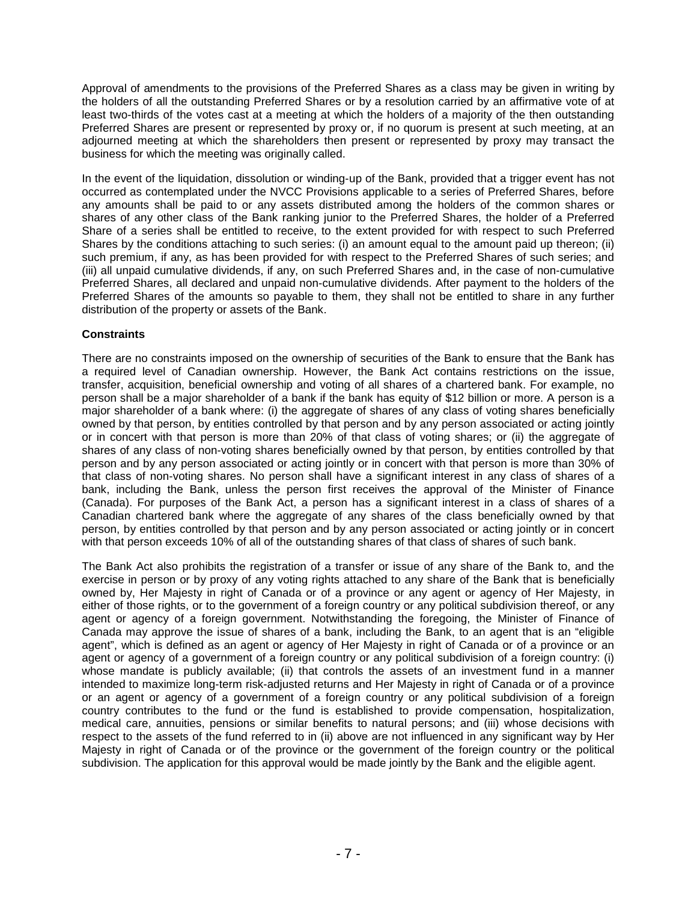Approval of amendments to the provisions of the Preferred Shares as a class may be given in writing by the holders of all the outstanding Preferred Shares or by a resolution carried by an affirmative vote of at least two-thirds of the votes cast at a meeting at which the holders of a majority of the then outstanding Preferred Shares are present or represented by proxy or, if no quorum is present at such meeting, at an adjourned meeting at which the shareholders then present or represented by proxy may transact the business for which the meeting was originally called.

In the event of the liquidation, dissolution or winding-up of the Bank, provided that a trigger event has not occurred as contemplated under the NVCC Provisions applicable to a series of Preferred Shares, before any amounts shall be paid to or any assets distributed among the holders of the common shares or shares of any other class of the Bank ranking junior to the Preferred Shares, the holder of a Preferred Share of a series shall be entitled to receive, to the extent provided for with respect to such Preferred Shares by the conditions attaching to such series: (i) an amount equal to the amount paid up thereon; (ii) such premium, if any, as has been provided for with respect to the Preferred Shares of such series; and (iii) all unpaid cumulative dividends, if any, on such Preferred Shares and, in the case of non-cumulative Preferred Shares, all declared and unpaid non-cumulative dividends. After payment to the holders of the Preferred Shares of the amounts so payable to them, they shall not be entitled to share in any further distribution of the property or assets of the Bank.

**Constraints**

There are no constraints imposed on the ownership of securities of the Bank to ensure that the Bank has a required level of Canadian ownership. However, the Bank Act contains restrictions on the issue, transfer, acquisition, beneficial ownership and voting of all shares of a chartered bank. For example, no person shall be a major shareholder of a bank if the bank has equity of $12 billion or more. A person is a major shareholder of a bank where: (i) the aggregate of shares of any class of voting shares beneficially owned by that person, by entities controlled by that person and by any person associated or acting jointly or in concert with that person is more than 20% of that class of voting shares; or (ii) the aggregate of shares of any class of non-voting shares beneficially owned by that person, by entities controlled by that person and by any person associated or acting jointly or in concert with that person is more than 30% of that class of non-voting shares. No person shall have a significant interest in any class of shares of a bank, including the Bank, unless the person first receives the approval of the Minister of Finance (Canada). For purposes of the Bank Act, a person has a significant interest in a class of shares of a Canadian chartered bank where the aggregate of any shares of the class beneficially owned by that person, by entities controlled by that person and by any person associated or acting jointly or in concert with that person exceeds 10% of all of the outstanding shares of that class of shares of such bank.

The Bank Act also prohibits the registration of a transfer or issue of any share of the Bank to, and the exercise in person or by proxy of any voting rights attached to any share of the Bank that is beneficially owned by, Her Majesty in right of Canada or of a province or any agent or agency of Her Majesty, in either of those rights, or to the government of a foreign country or any political subdivision thereof, or any agent or agency of a foreign government. Notwithstanding the foregoing, the Minister of Finance of Canada may approve the issue of shares of a bank, including the Bank, to an agent that is an "eligible agent", which is defined as an agent or agency of Her Majesty in right of Canada or of a province or an agent or agency of a government of a foreign country or any political subdivision of a foreign country: (i) whose mandate is publicly available; (ii) that controls the assets of an investment fund in a manner intended to maximize long-term risk-adjusted returns and Her Majesty in right of Canada or of a province or an agent or agency of a government of a foreign country or any political subdivision of a foreign country contributes to the fund or the fund is established to provide compensation, hospitalization, medical care, annuities, pensions or similar benefits to natural persons; and (iii) whose decisions with respect to the assets of the fund referred to in (ii) above are not influenced in any significant way by Her Majesty in right of Canada or of the province or the government of the foreign country or the political subdivision. The application for this approval would be made jointly by the Bank and the eligible agent.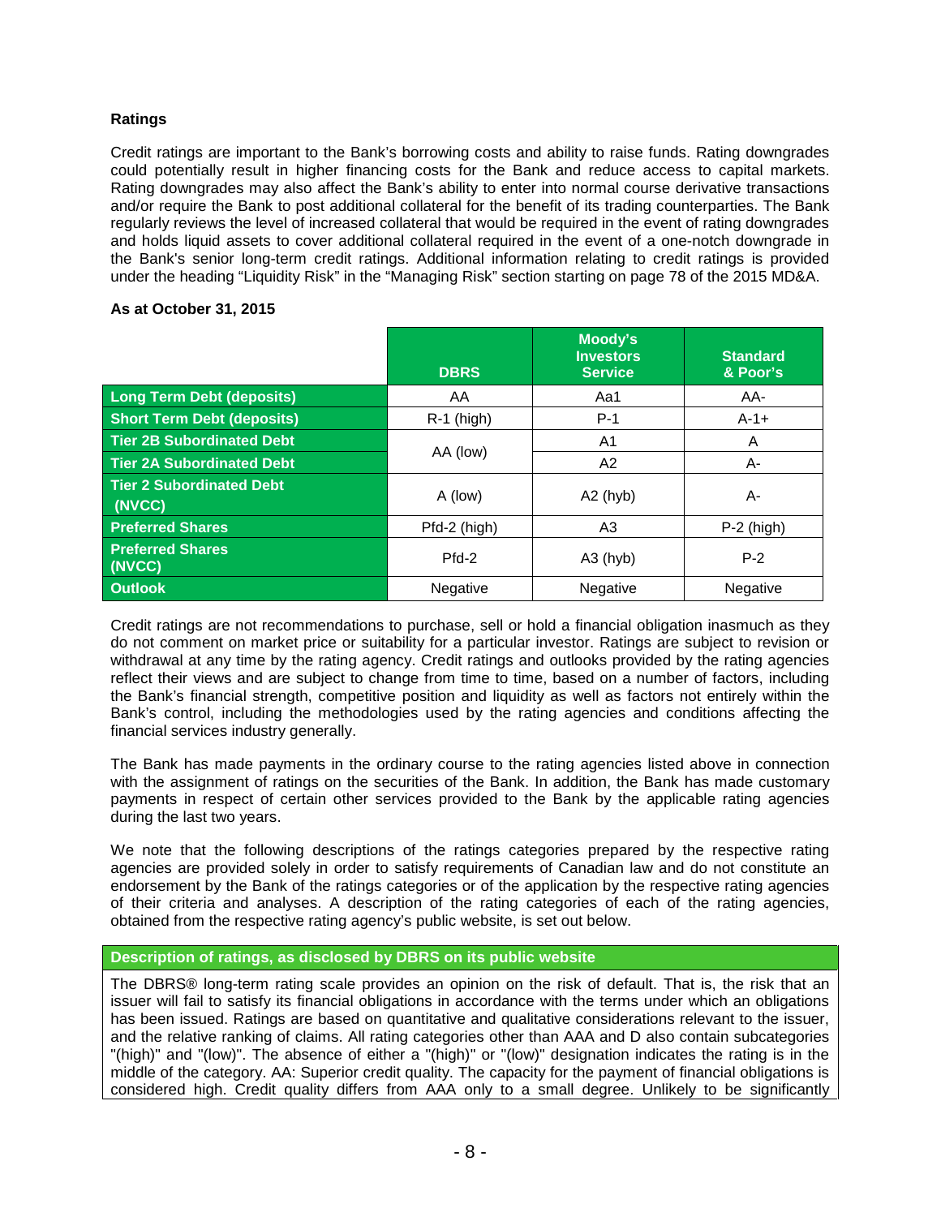### Ratings

Credit ratings are important to the Bank's borrowing costs and ability to raise funds. Rating downgrades could potentially result in higher financing costs for the Bank and reduce access to capital markets. Rating downgrades may also affect the Bank's ability to enter into normal course derivative transactions and/or require the Bank to post additional collateral for the benefit of its trading counterparties. The Bank regularly reviews the level of increased collateral that would be required in the event of rating downgrades and holds liquid assets to cover additional collateral required in the event of a one-notch downgrade in the Bank's senior long-term credit ratings. Additional information relating to credit ratings is provided under the heading "Liquidity Risk" in the "Managing Risk" section starting on page 78 of the 2015 MD&A.

**As at October 31, 2015**

| | DBRS | Moody's Investors Service | Standard & Poor's |
|---|---|---|---|
| **Long Term Debt (deposits)** | AA | Aa1 | AA- |
| **Short Term Debt (deposits)** | R-1 (high) | P-1 | A-1+ |
| **Tier 2B Subordinated Debt** | AA (low) | A1 | A |
| **Tier 2A Subordinated Debt** | AA (low) | A2 | A- |
| **Tier 2 Subordinated Debt (NVCC)** | A (low) | A2 (hyb) | A- |
| **Preferred Shares** | Pfd-2 (high) | A3 | P-2 (high) |
| **Preferred Shares (NVCC)** | Pfd-2 | A3 (hyb) | P-2 |
| **Outlook** | Negative | Negative | Negative |

Credit ratings are not recommendations to purchase, sell or hold a financial obligation inasmuch as they do not comment on market price or suitability for a particular investor. Ratings are subject to revision or withdrawal at any time by the rating agency. Credit ratings and outlooks provided by the rating agencies reflect their views and are subject to change from time to time, based on a number of factors, including the Bank's financial strength, competitive position and liquidity as well as factors not entirely within the Bank's control, including the methodologies used by the rating agencies and conditions affecting the financial services industry generally.

The Bank has made payments in the ordinary course to the rating agencies listed above in connection with the assignment of ratings on the securities of the Bank. In addition, the Bank has made customary payments in respect of certain other services provided to the Bank by the applicable rating agencies during the last two years.

We note that the following descriptions of the ratings categories prepared by the respective rating agencies are provided solely in order to satisfy requirements of Canadian law and do not constitute an endorsement by the Bank of the ratings categories or of the application by the respective rating agencies of their criteria and analyses. A description of the rating categories of each of the rating agencies, obtained from the respective rating agency's public website, is set out below.

**Description of ratings, as disclosed by DBRS on its public website**

The DBRS® long-term rating scale provides an opinion on the risk of default. That is, the risk that an issuer will fail to satisfy its financial obligations in accordance with the terms under which an obligations has been issued. Ratings are based on quantitative and qualitative considerations relevant to the issuer, and the relative ranking of claims. All rating categories other than AAA and D also contain subcategories "(high)" and "(low)". The absence of either a "(high)" or "(low)" designation indicates the rating is in the middle of the category. AA: Superior credit quality. The capacity for the payment of financial obligations is considered high. Credit quality differs from AAA only to a small degree. Unlikely to be significantly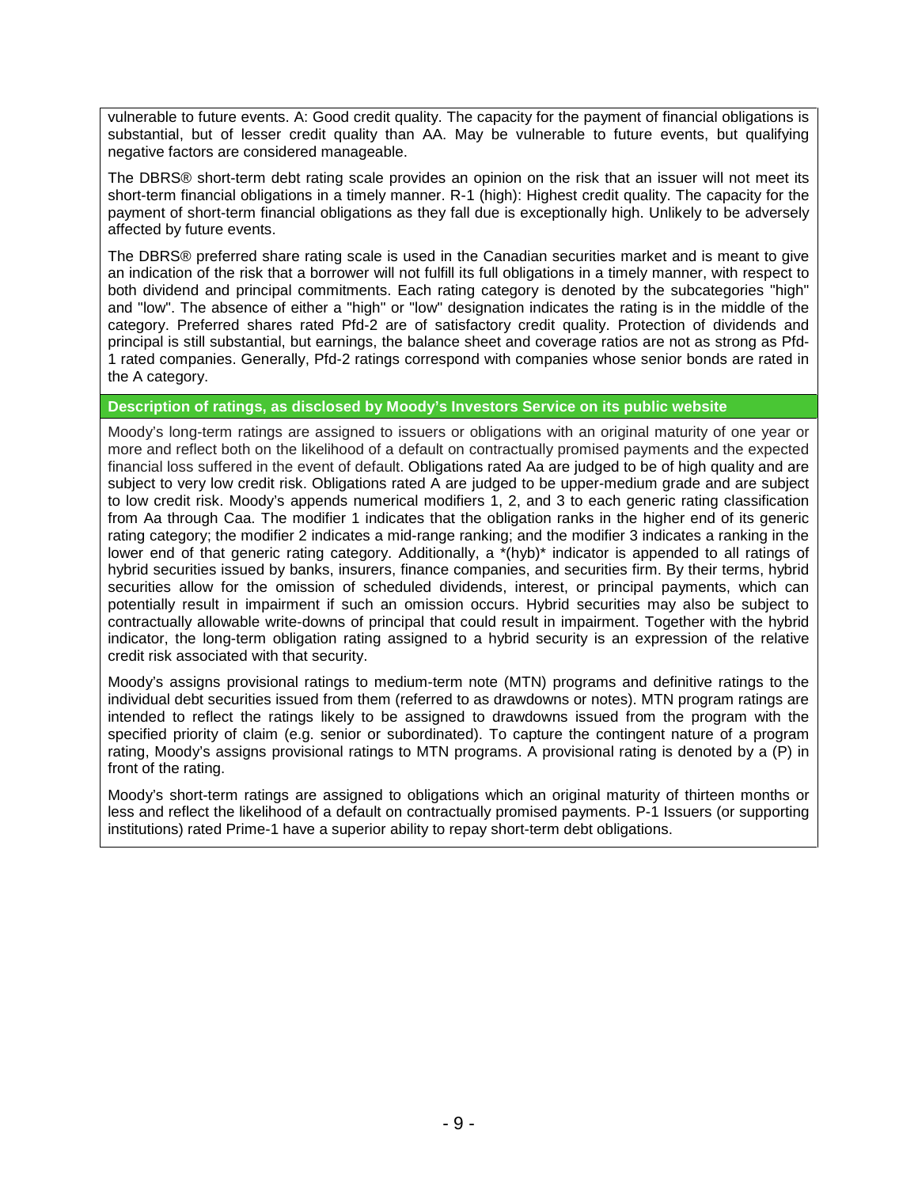vulnerable to future events. A: Good credit quality. The capacity for the payment of financial obligations is substantial, but of lesser credit quality than AA. May be vulnerable to future events, but qualifying negative factors are considered manageable.

The DBRS® short-term debt rating scale provides an opinion on the risk that an issuer will not meet its short-term financial obligations in a timely manner. R-1 (high): Highest credit quality. The capacity for the payment of short-term financial obligations as they fall due is exceptionally high. Unlikely to be adversely affected by future events.

The DBRS® preferred share rating scale is used in the Canadian securities market and is meant to give an indication of the risk that a borrower will not fulfill its full obligations in a timely manner, with respect to both dividend and principal commitments. Each rating category is denoted by the subcategories "high" and "low". The absence of either a "high" or "low" designation indicates the rating is in the middle of the category. Preferred shares rated Pfd-2 are of satisfactory credit quality. Protection of dividends and principal is still substantial, but earnings, the balance sheet and coverage ratios are not as strong as Pfd-1 rated companies. Generally, Pfd-2 ratings correspond with companies whose senior bonds are rated in the A category.

**Description of ratings, as disclosed by Moody's Investors Service on its public website**

Moody's long-term ratings are assigned to issuers or obligations with an original maturity of one year or more and reflect both on the likelihood of a default on contractually promised payments and the expected financial loss suffered in the event of default. Obligations rated Aa are judged to be of high quality and are subject to very low credit risk. Obligations rated A are judged to be upper-medium grade and are subject to low credit risk. Moody's appends numerical modifiers 1, 2, and 3 to each generic rating classification from Aa through Caa. The modifier 1 indicates that the obligation ranks in the higher end of its generic rating category; the modifier 2 indicates a mid-range ranking; and the modifier 3 indicates a ranking in the lower end of that generic rating category. Additionally, a *(hyb)* indicator is appended to all ratings of hybrid securities issued by banks, insurers, finance companies, and securities firm. By their terms, hybrid securities allow for the omission of scheduled dividends, interest, or principal payments, which can potentially result in impairment if such an omission occurs. Hybrid securities may also be subject to contractually allowable write-downs of principal that could result in impairment. Together with the hybrid indicator, the long-term obligation rating assigned to a hybrid security is an expression of the relative credit risk associated with that security.

Moody's assigns provisional ratings to medium-term note (MTN) programs and definitive ratings to the individual debt securities issued from them (referred to as drawdowns or notes). MTN program ratings are intended to reflect the ratings likely to be assigned to drawdowns issued from the program with the specified priority of claim (e.g. senior or subordinated). To capture the contingent nature of a program rating, Moody's assigns provisional ratings to MTN programs. A provisional rating is denoted by a (P) in front of the rating.

Moody's short-term ratings are assigned to obligations which an original maturity of thirteen months or less and reflect the likelihood of a default on contractually promised payments. P-1 Issuers (or supporting institutions) rated Prime-1 have a superior ability to repay short-term debt obligations.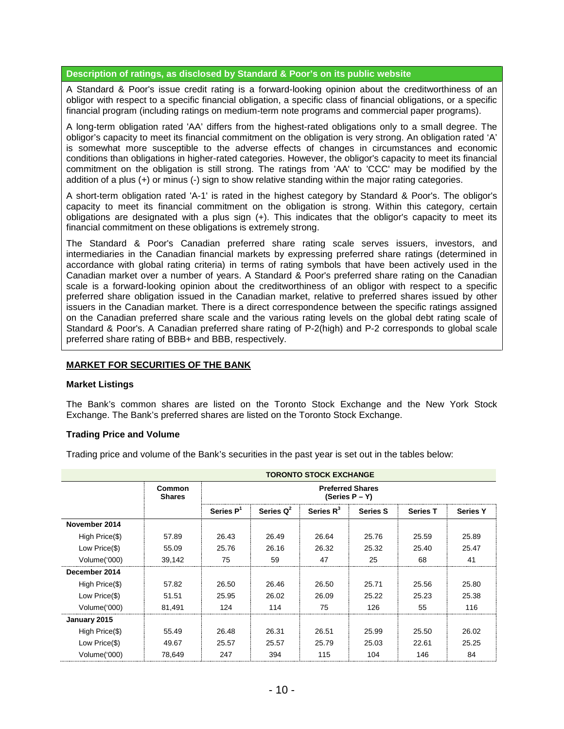### Description of ratings, as disclosed by Standard & Poor's on its public website

A Standard & Poor's issue credit rating is a forward-looking opinion about the creditworthiness of an obligor with respect to a specific financial obligation, a specific class of financial obligations, or a specific financial program (including ratings on medium-term note programs and commercial paper programs).

A long-term obligation rated 'AA' differs from the highest-rated obligations only to a small degree. The obligor's capacity to meet its financial commitment on the obligation is very strong. An obligation rated 'A' is somewhat more susceptible to the adverse effects of changes in circumstances and economic conditions than obligations in higher-rated categories. However, the obligor's capacity to meet its financial commitment on the obligation is still strong. The ratings from 'AA' to 'CCC' may be modified by the addition of a plus (+) or minus (-) sign to show relative standing within the major rating categories.

A short-term obligation rated 'A-1' is rated in the highest category by Standard & Poor's. The obligor's capacity to meet its financial commitment on the obligation is strong. Within this category, certain obligations are designated with a plus sign (+). This indicates that the obligor's capacity to meet its financial commitment on these obligations is extremely strong.

The Standard & Poor's Canadian preferred share rating scale serves issuers, investors, and intermediaries in the Canadian financial markets by expressing preferred share ratings (determined in accordance with global rating criteria) in terms of rating symbols that have been actively used in the Canadian market over a number of years. A Standard & Poor's preferred share rating on the Canadian scale is a forward-looking opinion about the creditworthiness of an obligor with respect to a specific preferred share obligation issued in the Canadian market, relative to preferred shares issued by other issuers in the Canadian market. There is a direct correspondence between the specific ratings assigned on the Canadian preferred share scale and the various rating levels on the global debt rating scale of Standard & Poor's. A Canadian preferred share rating of P-2(high) and P-2 corresponds to global scale preferred share rating of BBB+ and BBB, respectively.

## MARKET FOR SECURITIES OF THE BANK

### Market Listings

The Bank's common shares are listed on the Toronto Stock Exchange and the New York Stock Exchange. The Bank's preferred shares are listed on the Toronto Stock Exchange.

### Trading Price and Volume

Trading price and volume of the Bank's securities in the past year is set out in the tables below:

| TORONTO STOCK EXCHANGE | | | | | | | |
|---|---|---|---|---|---|---|---|
| | Common Shares | Preferred Shares (Series P – Y) | | | | | |
| | | Series P[1] | Series Q[2] | Series R[3] | Series S | Series T | Series Y |
| **November 2014** | | | | | | | |
| High Price($) | 57.89 | 26.43 | 26.49 | 26.64 | 25.76 | 25.59 | 25.89 |
| Low Price($) | 55.09 | 25.76 | 26.16 | 26.32 | 25.32 | 25.40 | 25.47 |
| Volume('000) | 39,142 | 75 | 59 | 47 | 25 | 68 | 41 |
| **December 2014** | | | | | | | |
| High Price($) | 57.82 | 26.50 | 26.46 | 26.50 | 25.71 | 25.56 | 25.80 |
| Low Price($) | 51.51 | 25.95 | 26.02 | 26.09 | 25.22 | 25.23 | 25.38 |
| Volume('000) | 81,491 | 124 | 114 | 75 | 126 | 55 | 116 |
| **January 2015** | | | | | | | |
| High Price($) | 55.49 | 26.48 | 26.31 | 26.51 | 25.99 | 25.50 | 26.02 |
| Low Price($) | 49.67 | 25.57 | 25.57 | 25.79 | 25.03 | 22.61 | 25.25 |
| Volume('000) | 78,649 | 247 | 394 | 115 | 104 | 146 | 84 |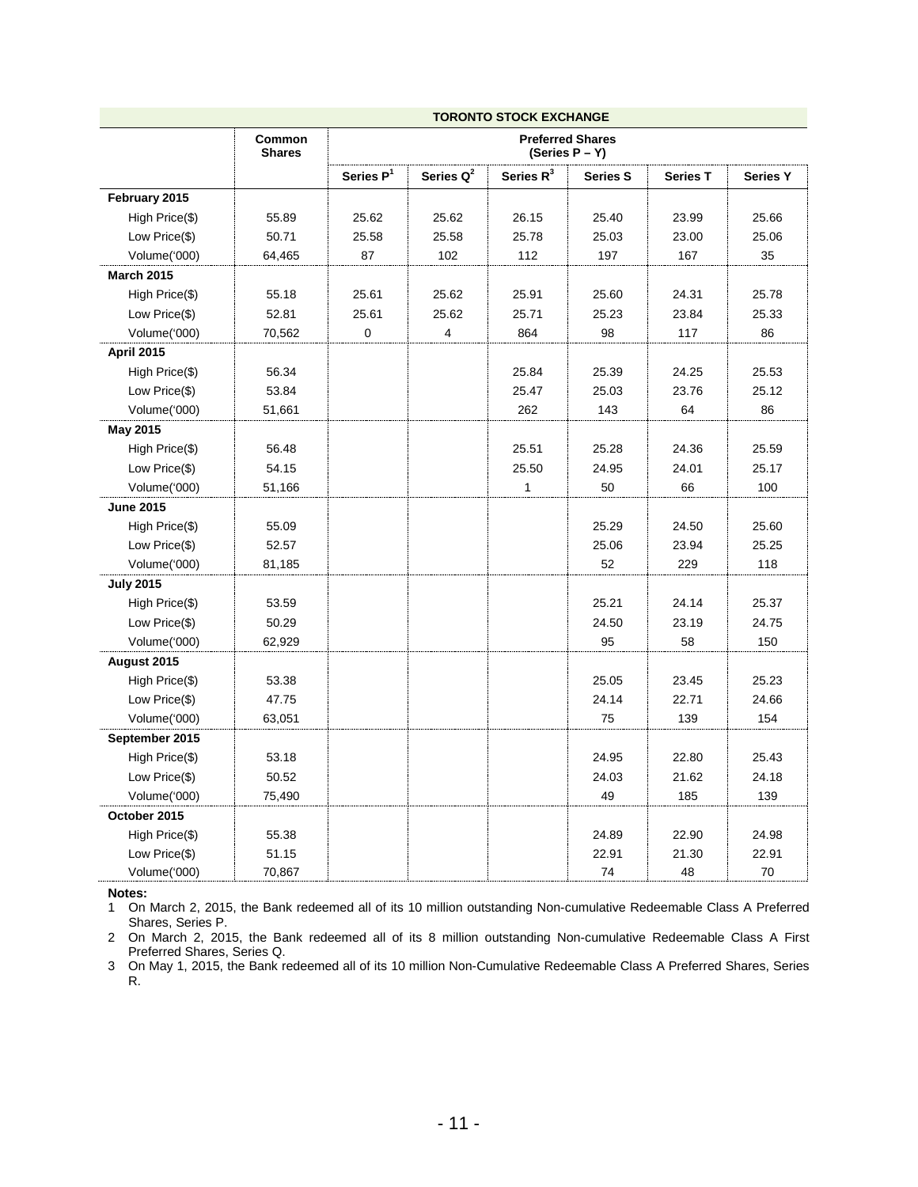| | Common Shares | Preferred Shares (Series P – Y) | | | | | |
|---|---|---|---|---|---|---|---|
| **TORONTO STOCK EXCHANGE** | | | | | | | |
| | | Series P[1] | Series Q[2] | Series R[3] | Series S | Series T | Series Y |
| **February 2015** | | | | | | | |
| High Price($) | 55.89 | 25.62 | 25.62 | 26.15 | 25.40 | 23.99 | 25.66 |
| Low Price($) | 50.71 | 25.58 | 25.58 | 25.78 | 25.03 | 23.00 | 25.06 |
| Volume('000) | 64,465 | 87 | 102 | 112 | 197 | 167 | 35 |
| **March 2015** | | | | | | | |
| High Price($) | 55.18 | 25.61 | 25.62 | 25.91 | 25.60 | 24.31 | 25.78 |
| Low Price($) | 52.81 | 25.61 | 25.62 | 25.71 | 25.23 | 23.84 | 25.33 |
| Volume('000) | 70,562 | 0 | 4 | 864 | 98 | 117 | 86 |
| **April 2015** | | | | | | | |
| High Price($) | 56.34 | | | 25.84 | 25.39 | 24.25 | 25.53 |
| Low Price($) | 53.84 | | | 25.47 | 25.03 | 23.76 | 25.12 |
| Volume('000) | 51,661 | | | 262 | 143 | 64 | 86 |
| **May 2015** | | | | | | | |
| High Price($) | 56.48 | | | 25.51 | 25.28 | 24.36 | 25.59 |
| Low Price($) | 54.15 | | | 25.50 | 24.95 | 24.01 | 25.17 |
| Volume('000) | 51,166 | | | 1 | 50 | 66 | 100 |
| **June 2015** | | | | | | | |
| High Price($) | 55.09 | | | | 25.29 | 24.50 | 25.60 |
| Low Price($) | 52.57 | | | | 25.06 | 23.94 | 25.25 |
| Volume('000) | 81,185 | | | | 52 | 229 | 118 |
| **July 2015** | | | | | | | |
| High Price($) | 53.59 | | | | 25.21 | 24.14 | 25.37 |
| Low Price($) | 50.29 | | | | 24.50 | 23.19 | 24.75 |
| Volume('000) | 62,929 | | | | 95 | 58 | 150 |
| **August 2015** | | | | | | | |
| High Price($) | 53.38 | | | | 25.05 | 23.45 | 25.23 |
| Low Price($) | 47.75 | | | | 24.14 | 22.71 | 24.66 |
| Volume('000) | 63,051 | | | | 75 | 139 | 154 |
| **September 2015** | | | | | | | |
| High Price($) | 53.18 | | | | 24.95 | 22.80 | 25.43 |
| Low Price($) | 50.52 | | | | 24.03 | 21.62 | 24.18 |
| Volume('000) | 75,490 | | | | 49 | 185 | 139 |
| **October 2015** | | | | | | | |
| High Price($) | 55.38 | | | | 24.89 | 22.90 | 24.98 |
| Low Price($) | 51.15 | | | | 22.91 | 21.30 | 22.91 |
| Volume('000) | 70,867 | | | | 74 | 48 | 70 |

**Notes:**

1 On March 2, 2015, the Bank redeemed all of its 10 million outstanding Non-cumulative Redeemable Class A Preferred Shares, Series P.

2 On March 2, 2015, the Bank redeemed all of its 8 million outstanding Non-cumulative Redeemable Class A First Preferred Shares, Series Q.

3 On May 1, 2015, the Bank redeemed all of its 10 million Non-Cumulative Redeemable Class A Preferred Shares, Series R.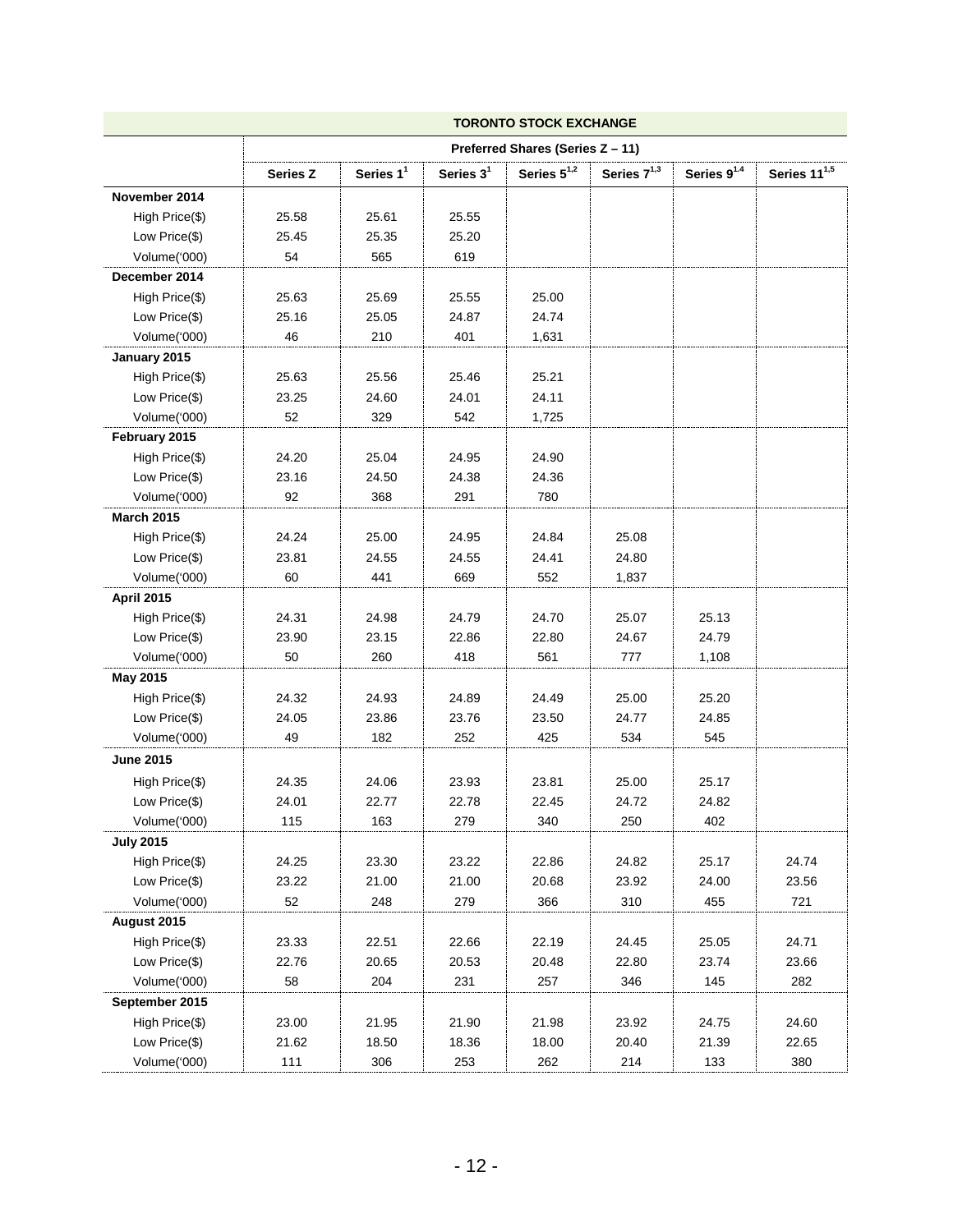| | TORONTO STOCK EXCHANGE | | | | | | |
|---|---|---|---|---|---|---|---|
| | Preferred Shares (Series Z – 11) | | | | | | |
| | Series Z | Series 1[1] | Series 3[1] | Series 5[1,2] | Series 7[1,3] | Series 9[1,4] | Series 11[1,5] |
| **November 2014** | | | | | | | |
| High Price($) | 25.58 | 25.61 | 25.55 | | | | |
| Low Price($) | 25.45 | 25.35 | 25.20 | | | | |
| Volume('000) | 54 | 565 | 619 | | | | |
| **December 2014** | | | | | | | |
| High Price($) | 25.63 | 25.69 | 25.55 | 25.00 | | | |
| Low Price($) | 25.16 | 25.05 | 24.87 | 24.74 | | | |
| Volume('000) | 46 | 210 | 401 | 1,631 | | | |
| **January 2015** | | | | | | | |
| High Price($) | 25.63 | 25.56 | 25.46 | 25.21 | | | |
| Low Price($) | 23.25 | 24.60 | 24.01 | 24.11 | | | |
| Volume('000) | 52 | 329 | 542 | 1,725 | | | |
| **February 2015** | | | | | | | |
| High Price($) | 24.20 | 25.04 | 24.95 | 24.90 | | | |
| Low Price($) | 23.16 | 24.50 | 24.38 | 24.36 | | | |
| Volume('000) | 92 | 368 | 291 | 780 | | | |
| **March 2015** | | | | | | | |
| High Price($) | 24.24 | 25.00 | 24.95 | 24.84 | 25.08 | | |
| Low Price($) | 23.81 | 24.55 | 24.55 | 24.41 | 24.80 | | |
| Volume('000) | 60 | 441 | 669 | 552 | 1,837 | | |
| **April 2015** | | | | | | | |
| High Price($) | 24.31 | 24.98 | 24.79 | 24.70 | 25.07 | 25.13 | |
| Low Price($) | 23.90 | 23.15 | 22.86 | 22.80 | 24.67 | 24.79 | |
| Volume('000) | 50 | 260 | 418 | 561 | 777 | 1,108 | |
| **May 2015** | | | | | | | |
| High Price($) | 24.32 | 24.93 | 24.89 | 24.49 | 25.00 | 25.20 | |
| Low Price($) | 24.05 | 23.86 | 23.76 | 23.50 | 24.77 | 24.85 | |
| Volume('000) | 49 | 182 | 252 | 425 | 534 | 545 | |
| **June 2015** | | | | | | | |
| High Price($) | 24.35 | 24.06 | 23.93 | 23.81 | 25.00 | 25.17 | |
| Low Price($) | 24.01 | 22.77 | 22.78 | 22.45 | 24.72 | 24.82 | |
| Volume('000) | 115 | 163 | 279 | 340 | 250 | 402 | |
| **July 2015** | | | | | | | |
| High Price($) | 24.25 | 23.30 | 23.22 | 22.86 | 24.82 | 25.17 | 24.74 |
| Low Price($) | 23.22 | 21.00 | 21.00 | 20.68 | 23.92 | 24.00 | 23.56 |
| Volume('000) | 52 | 248 | 279 | 366 | 310 | 455 | 721 |
| **August 2015** | | | | | | | |
| High Price($) | 23.33 | 22.51 | 22.66 | 22.19 | 24.45 | 25.05 | 24.71 |
| Low Price($) | 22.76 | 20.65 | 20.53 | 20.48 | 22.80 | 23.74 | 23.66 |
| Volume('000) | 58 | 204 | 231 | 257 | 346 | 145 | 282 |
| **September 2015** | | | | | | | |
| High Price($) | 23.00 | 21.95 | 21.90 | 21.98 | 23.92 | 24.75 | 24.60 |
| Low Price($) | 21.62 | 18.50 | 18.36 | 18.00 | 20.40 | 21.39 | 22.65 |
| Volume('000) | 111 | 306 | 253 | 262 | 214 | 133 | 380 |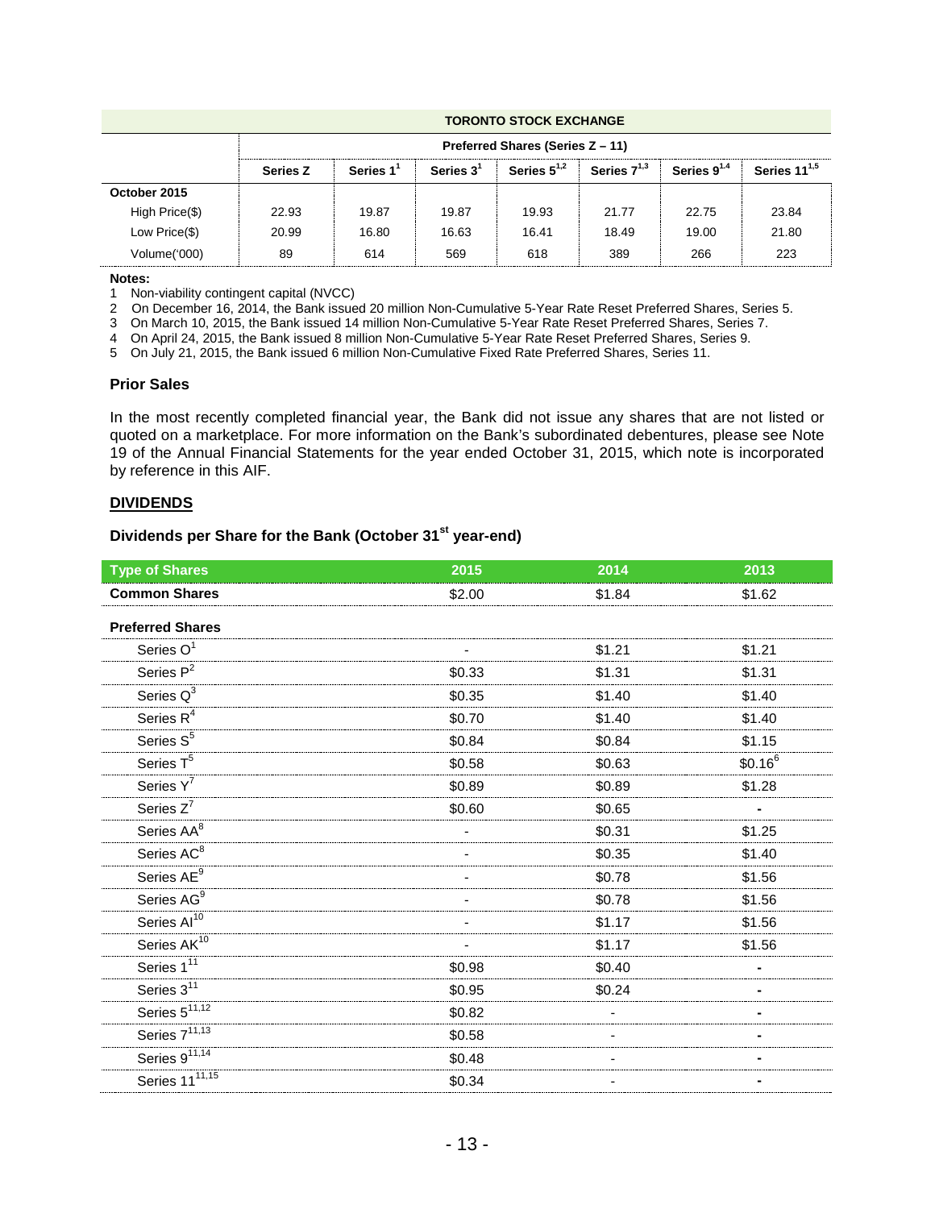| | TORONTO STOCK EXCHANGE | | | | | | |
|---|---|---|---|---|---|---|---|
| | Preferred Shares (Series Z – 11) | | | | | | |
| | Series Z | Series 1[1] | Series 3[1] | Series 5[1,2] | Series 7[1,3] | Series 9[1,4] | Series 11[1,5] |
| **October 2015** | | | | | | | |
| High Price($) | 22.93 | 19.87 | 19.87 | 19.93 | 21.77 | 22.75 | 23.84 |
| Low Price($) | 20.99 | 16.80 | 16.63 | 16.41 | 18.49 | 19.00 | 21.80 |
| Volume('000) | 89 | 614 | 569 | 618 | 389 | 266 | 223 |

**Notes:**
1 Non-viability contingent capital (NVCC)
2 On December 16, 2014, the Bank issued 20 million Non-Cumulative 5-Year Rate Reset Preferred Shares, Series 5.
3 On March 10, 2015, the Bank issued 14 million Non-Cumulative 5-Year Rate Reset Preferred Shares, Series 7.
4 On April 24, 2015, the Bank issued 8 million Non-Cumulative 5-Year Rate Reset Preferred Shares, Series 9.
5 On July 21, 2015, the Bank issued 6 million Non-Cumulative Fixed Rate Preferred Shares, Series 11.

### Prior Sales

In the most recently completed financial year, the Bank did not issue any shares that are not listed or quoted on a marketplace. For more information on the Bank's subordinated debentures, please see Note 19 of the Annual Financial Statements for the year ended October 31, 2015, which note is incorporated by reference in this AIF.

## DIVIDENDS

### Dividends per Share for the Bank (October 31st year-end)

| Type of Shares | 2015 | 2014 | 2013 |
|---|---|---|---|
| **Common Shares** | $2.00 | $1.84 | $1.62 |
| **Preferred Shares** | | | |
| Series O[1] | - | $1.21 | $1.21 |
| Series P[2] | $0.33 | $1.31 | $1.31 |
| Series Q[3] | $0.35 | $1.40 | $1.40 |
| Series R[4] | $0.70 | $1.40 | $1.40 |
| Series S[5] | $0.84 | $0.84 | $1.15 |
| Series T[5] | $0.58 | $0.63 | $0.16[6] |
| Series Y[7] | $0.89 | $0.89 | $1.28 |
| Series Z[7] | $0.60 | $0.65 | - |
| Series AA[8] | - | $0.31 | $1.25 |
| Series AC[8] | - | $0.35 | $1.40 |
| Series AE[9] | - | $0.78 | $1.56 |
| Series AG[9] | - | $0.78 | $1.56 |
| Series AI[10] | - | $1.17 | $1.56 |
| Series AK[10] | - | $1.17 | $1.56 |
| Series 1[11] | $0.98 | $0.40 | - |
| Series 3[11] | $0.95 | $0.24 | - |
| Series 5[11,12] | $0.82 | - | - |
| Series 7[11,13] | $0.58 | - | - |
| Series 9[11,14] | $0.48 | - | - |
| Series 11[11,15] | $0.34 | - | - |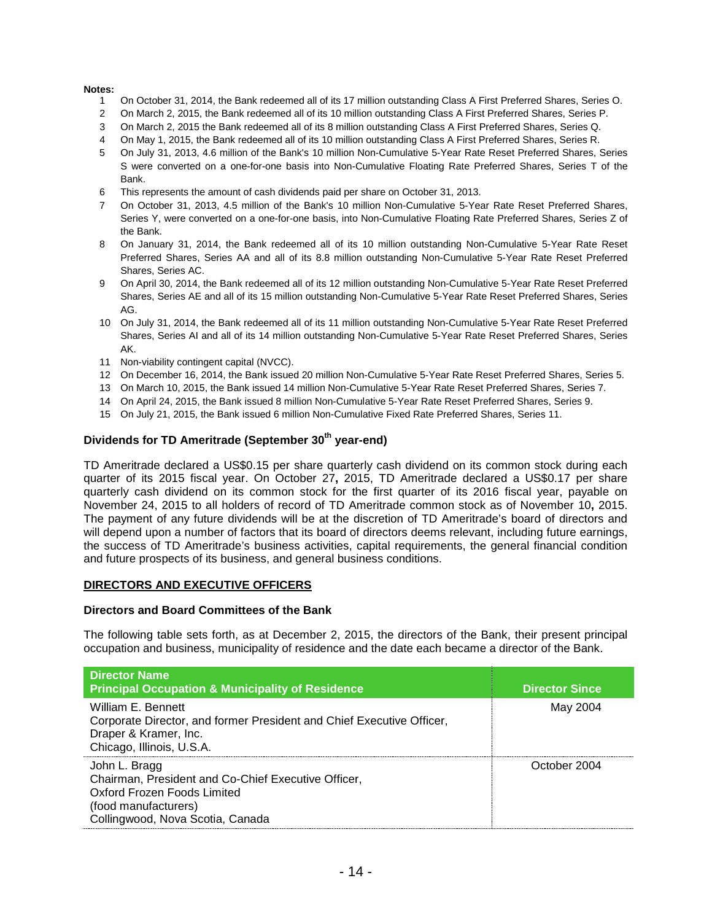**Notes:**

1. On October 31, 2014, the Bank redeemed all of its 17 million outstanding Class A First Preferred Shares, Series O.
2. On March 2, 2015, the Bank redeemed all of its 10 million outstanding Class A First Preferred Shares, Series P.
3. On March 2, 2015 the Bank redeemed all of its 8 million outstanding Class A First Preferred Shares, Series Q.
4. On May 1, 2015, the Bank redeemed all of its 10 million outstanding Class A First Preferred Shares, Series R.
5. On July 31, 2013, 4.6 million of the Bank's 10 million Non-Cumulative 5-Year Rate Reset Preferred Shares, Series S were converted on a one-for-one basis into Non-Cumulative Floating Rate Preferred Shares, Series T of the Bank.
6. This represents the amount of cash dividends paid per share on October 31, 2013.
7. On October 31, 2013, 4.5 million of the Bank's 10 million Non-Cumulative 5-Year Rate Reset Preferred Shares, Series Y, were converted on a one-for-one basis, into Non-Cumulative Floating Rate Preferred Shares, Series Z of the Bank.
8. On January 31, 2014, the Bank redeemed all of its 10 million outstanding Non-Cumulative 5-Year Rate Reset Preferred Shares, Series AA and all of its 8.8 million outstanding Non-Cumulative 5-Year Rate Reset Preferred Shares, Series AC.
9. On April 30, 2014, the Bank redeemed all of its 12 million outstanding Non-Cumulative 5-Year Rate Reset Preferred Shares, Series AE and all of its 15 million outstanding Non-Cumulative 5-Year Rate Reset Preferred Shares, Series AG.
10. On July 31, 2014, the Bank redeemed all of its 11 million outstanding Non-Cumulative 5-Year Rate Reset Preferred Shares, Series AI and all of its 14 million outstanding Non-Cumulative 5-Year Rate Reset Preferred Shares, Series AK.
11. Non-viability contingent capital (NVCC).
12. On December 16, 2014, the Bank issued 20 million Non-Cumulative 5-Year Rate Reset Preferred Shares, Series 5.
13. On March 10, 2015, the Bank issued 14 million Non-Cumulative 5-Year Rate Reset Preferred Shares, Series 7.
14. On April 24, 2015, the Bank issued 8 million Non-Cumulative 5-Year Rate Reset Preferred Shares, Series 9.
15. On July 21, 2015, the Bank issued 6 million Non-Cumulative Fixed Rate Preferred Shares, Series 11.

### Dividends for TD Ameritrade (September 30th year-end)

TD Ameritrade declared a US$0.15 per share quarterly cash dividend on its common stock during each quarter of its 2015 fiscal year. On October 27**,** 2015, TD Ameritrade declared a US$0.17 per share quarterly cash dividend on its common stock for the first quarter of its 2016 fiscal year, payable on November 24, 2015 to all holders of record of TD Ameritrade common stock as of November 10**,** 2015. The payment of any future dividends will be at the discretion of TD Ameritrade's board of directors and will depend upon a number of factors that its board of directors deems relevant, including future earnings, the success of TD Ameritrade's business activities, capital requirements, the general financial condition and future prospects of its business, and general business conditions.

## DIRECTORS AND EXECUTIVE OFFICERS

### Directors and Board Committees of the Bank

The following table sets forth, as at December 2, 2015, the directors of the Bank, their present principal occupation and business, municipality of residence and the date each became a director of the Bank.

| Director Name<br>Principal Occupation & Municipality of Residence | Director Since |
|---|---|
| William E. Bennett<br>Corporate Director, and former President and Chief Executive Officer, Draper & Kramer, Inc.<br>Chicago, Illinois, U.S.A. | May 2004 |
| John L. Bragg<br>Chairman, President and Co-Chief Executive Officer, Oxford Frozen Foods Limited<br>(food manufacturers)<br>Collingwood, Nova Scotia, Canada | October 2004 |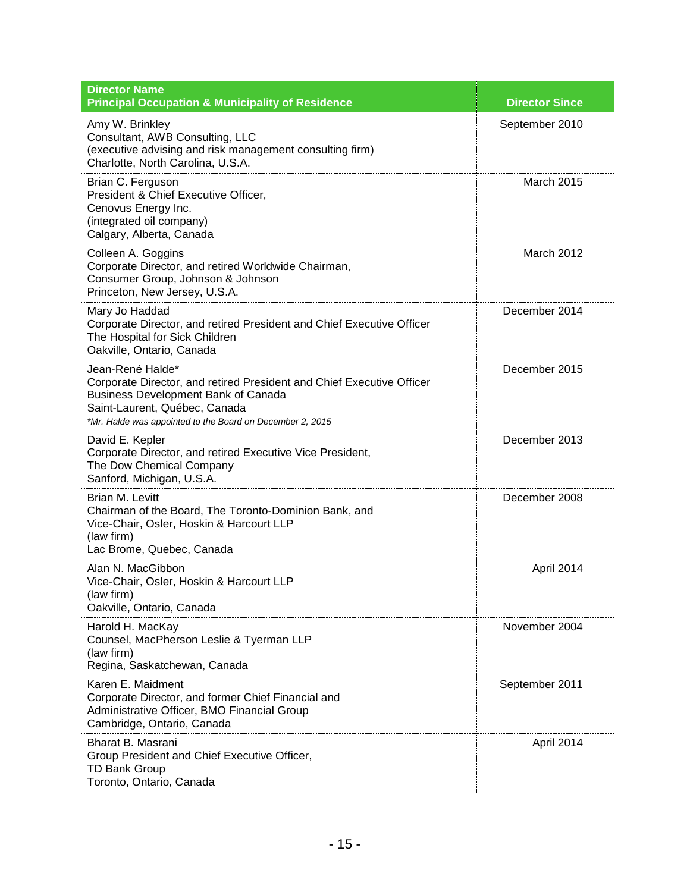| Director Name<br>Principal Occupation & Municipality of Residence | Director Since |
|---|---|
| Amy W. Brinkley<br>Consultant, AWB Consulting, LLC<br>(executive advising and risk management consulting firm)<br>Charlotte, North Carolina, U.S.A. | September 2010 |
| Brian C. Ferguson<br>President & Chief Executive Officer,<br>Cenovus Energy Inc.<br>(integrated oil company)<br>Calgary, Alberta, Canada | March 2015 |
| Colleen A. Goggins<br>Corporate Director, and retired Worldwide Chairman,<br>Consumer Group, Johnson & Johnson<br>Princeton, New Jersey, U.S.A. | March 2012 |
| Mary Jo Haddad<br>Corporate Director, and retired President and Chief Executive Officer<br>The Hospital for Sick Children<br>Oakville, Ontario, Canada | December 2014 |
| Jean-René Halde*<br>Corporate Director, and retired President and Chief Executive Officer<br>Business Development Bank of Canada<br>Saint-Laurent, Québec, Canada<br>*\*Mr. Halde was appointed to the Board on December 2, 2015* | December 2015 |
| David E. Kepler<br>Corporate Director, and retired Executive Vice President,<br>The Dow Chemical Company<br>Sanford, Michigan, U.S.A. | December 2013 |
| Brian M. Levitt<br>Chairman of the Board, The Toronto-Dominion Bank, and<br>Vice-Chair, Osler, Hoskin & Harcourt LLP<br>(law firm)<br>Lac Brome, Quebec, Canada | December 2008 |
| Alan N. MacGibbon<br>Vice-Chair, Osler, Hoskin & Harcourt LLP<br>(law firm)<br>Oakville, Ontario, Canada | April 2014 |
| Harold H. MacKay<br>Counsel, MacPherson Leslie & Tyerman LLP<br>(law firm)<br>Regina, Saskatchewan, Canada | November 2004 |
| Karen E. Maidment<br>Corporate Director, and former Chief Financial and<br>Administrative Officer, BMO Financial Group<br>Cambridge, Ontario, Canada | September 2011 |
| Bharat B. Masrani<br>Group President and Chief Executive Officer,<br>TD Bank Group<br>Toronto, Ontario, Canada | April 2014 |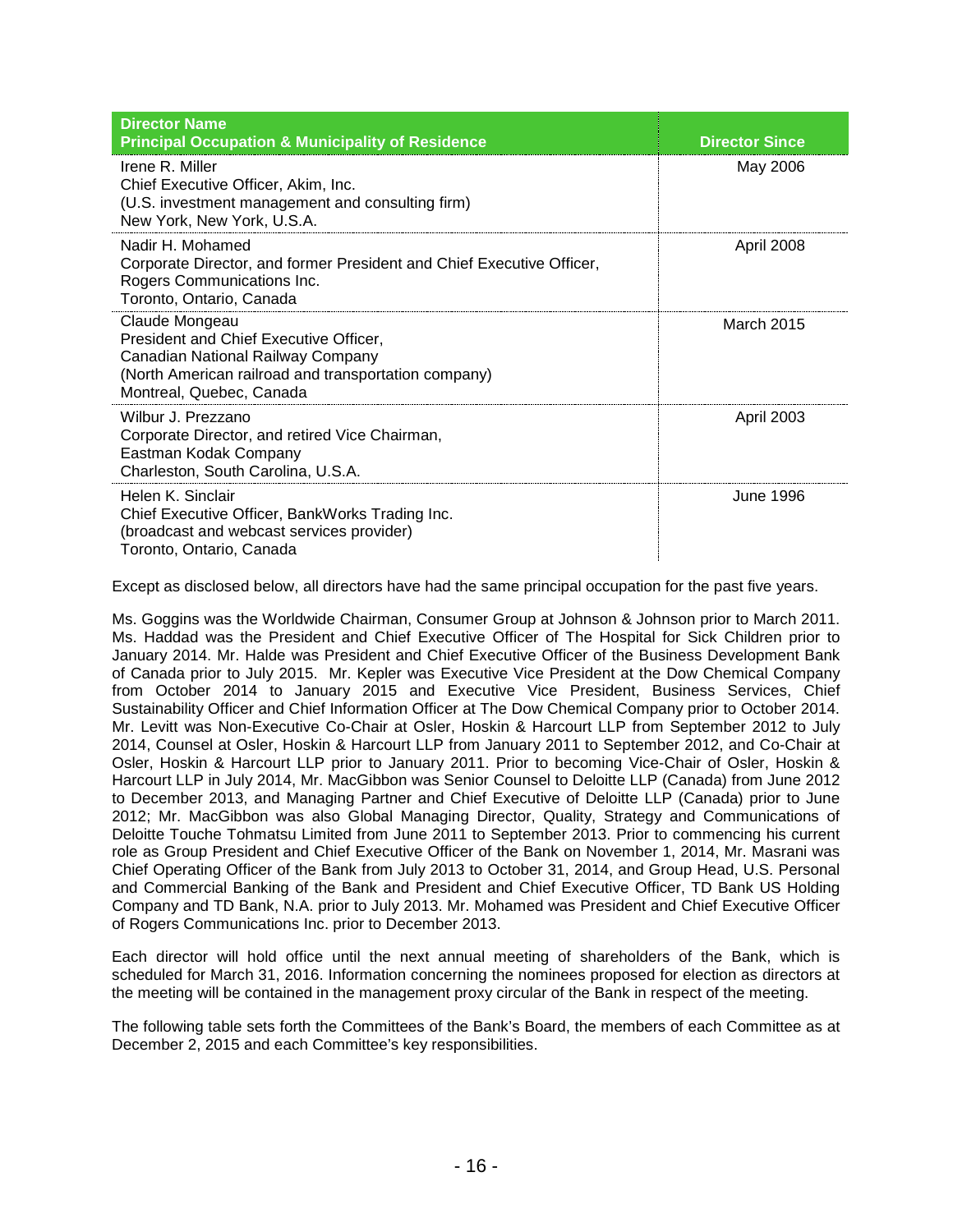| Director Name<br>Principal Occupation & Municipality of Residence | Director Since |
|---|---|
| Irene R. Miller<br>Chief Executive Officer, Akim, Inc.<br>(U.S. investment management and consulting firm)<br>New York, New York, U.S.A. | May 2006 |
| Nadir H. Mohamed<br>Corporate Director, and former President and Chief Executive Officer,<br>Rogers Communications Inc.<br>Toronto, Ontario, Canada | April 2008 |
| Claude Mongeau<br>President and Chief Executive Officer,<br>Canadian National Railway Company<br>(North American railroad and transportation company)<br>Montreal, Quebec, Canada | March 2015 |
| Wilbur J. Prezzano<br>Corporate Director, and retired Vice Chairman,<br>Eastman Kodak Company<br>Charleston, South Carolina, U.S.A. | April 2003 |
| Helen K. Sinclair<br>Chief Executive Officer, BankWorks Trading Inc.<br>(broadcast and webcast services provider)<br>Toronto, Ontario, Canada | June 1996 |

Except as disclosed below, all directors have had the same principal occupation for the past five years.

Ms. Goggins was the Worldwide Chairman, Consumer Group at Johnson & Johnson prior to March 2011. Ms. Haddad was the President and Chief Executive Officer of The Hospital for Sick Children prior to January 2014. Mr. Halde was President and Chief Executive Officer of the Business Development Bank of Canada prior to July 2015. Mr. Kepler was Executive Vice President at the Dow Chemical Company from October 2014 to January 2015 and Executive Vice President, Business Services, Chief Sustainability Officer and Chief Information Officer at The Dow Chemical Company prior to October 2014. Mr. Levitt was Non-Executive Co-Chair at Osler, Hoskin & Harcourt LLP from September 2012 to July 2014, Counsel at Osler, Hoskin & Harcourt LLP from January 2011 to September 2012, and Co-Chair at Osler, Hoskin & Harcourt LLP prior to January 2011. Prior to becoming Vice-Chair of Osler, Hoskin & Harcourt LLP in July 2014, Mr. MacGibbon was Senior Counsel to Deloitte LLP (Canada) from June 2012 to December 2013, and Managing Partner and Chief Executive of Deloitte LLP (Canada) prior to June 2012; Mr. MacGibbon was also Global Managing Director, Quality, Strategy and Communications of Deloitte Touche Tohmatsu Limited from June 2011 to September 2013. Prior to commencing his current role as Group President and Chief Executive Officer of the Bank on November 1, 2014, Mr. Masrani was Chief Operating Officer of the Bank from July 2013 to October 31, 2014, and Group Head, U.S. Personal and Commercial Banking of the Bank and President and Chief Executive Officer, TD Bank US Holding Company and TD Bank, N.A. prior to July 2013. Mr. Mohamed was President and Chief Executive Officer of Rogers Communications Inc. prior to December 2013.

Each director will hold office until the next annual meeting of shareholders of the Bank, which is scheduled for March 31, 2016. Information concerning the nominees proposed for election as directors at the meeting will be contained in the management proxy circular of the Bank in respect of the meeting.

The following table sets forth the Committees of the Bank's Board, the members of each Committee as at December 2, 2015 and each Committee's key responsibilities.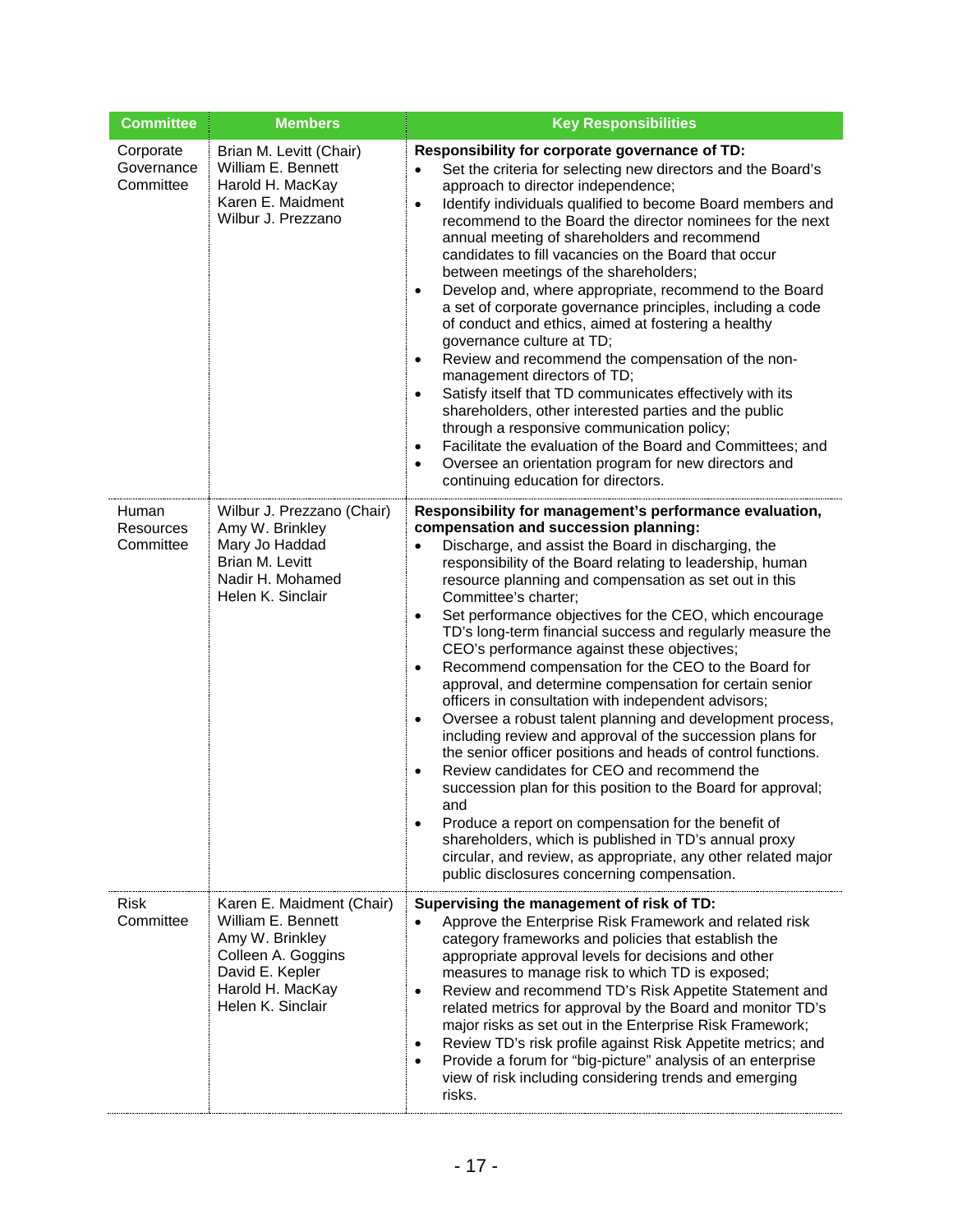| Committee | Members | Key Responsibilities |
|---|---|---|
| Corporate Governance Committee | Brian M. Levitt (Chair)<br>William E. Bennett<br>Harold H. MacKay<br>Karen E. Maidment<br>Wilbur J. Prezzano | **Responsibility for corporate governance of TD:**<br>• Set the criteria for selecting new directors and the Board's approach to director independence;<br>• Identify individuals qualified to become Board members and recommend to the Board the director nominees for the next annual meeting of shareholders and recommend candidates to fill vacancies on the Board that occur between meetings of the shareholders;<br>• Develop and, where appropriate, recommend to the Board a set of corporate governance principles, including a code of conduct and ethics, aimed at fostering a healthy governance culture at TD;<br>• Review and recommend the compensation of the non-management directors of TD;<br>• Satisfy itself that TD communicates effectively with its shareholders, other interested parties and the public through a responsive communication policy;<br>• Facilitate the evaluation of the Board and Committees; and<br>• Oversee an orientation program for new directors and continuing education for directors. |
| Human Resources Committee | Wilbur J. Prezzano (Chair)<br>Amy W. Brinkley<br>Mary Jo Haddad<br>Brian M. Levitt<br>Nadir H. Mohamed<br>Helen K. Sinclair | **Responsibility for management's performance evaluation, compensation and succession planning:**<br>• Discharge, and assist the Board in discharging, the responsibility of the Board relating to leadership, human resource planning and compensation as set out in this Committee's charter;<br>• Set performance objectives for the CEO, which encourage TD's long-term financial success and regularly measure the CEO's performance against these objectives;<br>• Recommend compensation for the CEO to the Board for approval, and determine compensation for certain senior officers in consultation with independent advisors;<br>• Oversee a robust talent planning and development process, including review and approval of the succession plans for the senior officer positions and heads of control functions.<br>• Review candidates for CEO and recommend the succession plan for this position to the Board for approval; and<br>• Produce a report on compensation for the benefit of shareholders, which is published in TD's annual proxy circular, and review, as appropriate, any other related major public disclosures concerning compensation. |
| Risk Committee | Karen E. Maidment (Chair)<br>William E. Bennett<br>Amy W. Brinkley<br>Colleen A. Goggins<br>David E. Kepler<br>Harold H. MacKay<br>Helen K. Sinclair | **Supervising the management of risk of TD:**<br>• Approve the Enterprise Risk Framework and related risk category frameworks and policies that establish the appropriate approval levels for decisions and other measures to manage risk to which TD is exposed;<br>• Review and recommend TD's Risk Appetite Statement and related metrics for approval by the Board and monitor TD's major risks as set out in the Enterprise Risk Framework;<br>• Review TD's risk profile against Risk Appetite metrics; and<br>• Provide a forum for "big-picture" analysis of an enterprise view of risk including considering trends and emerging risks. |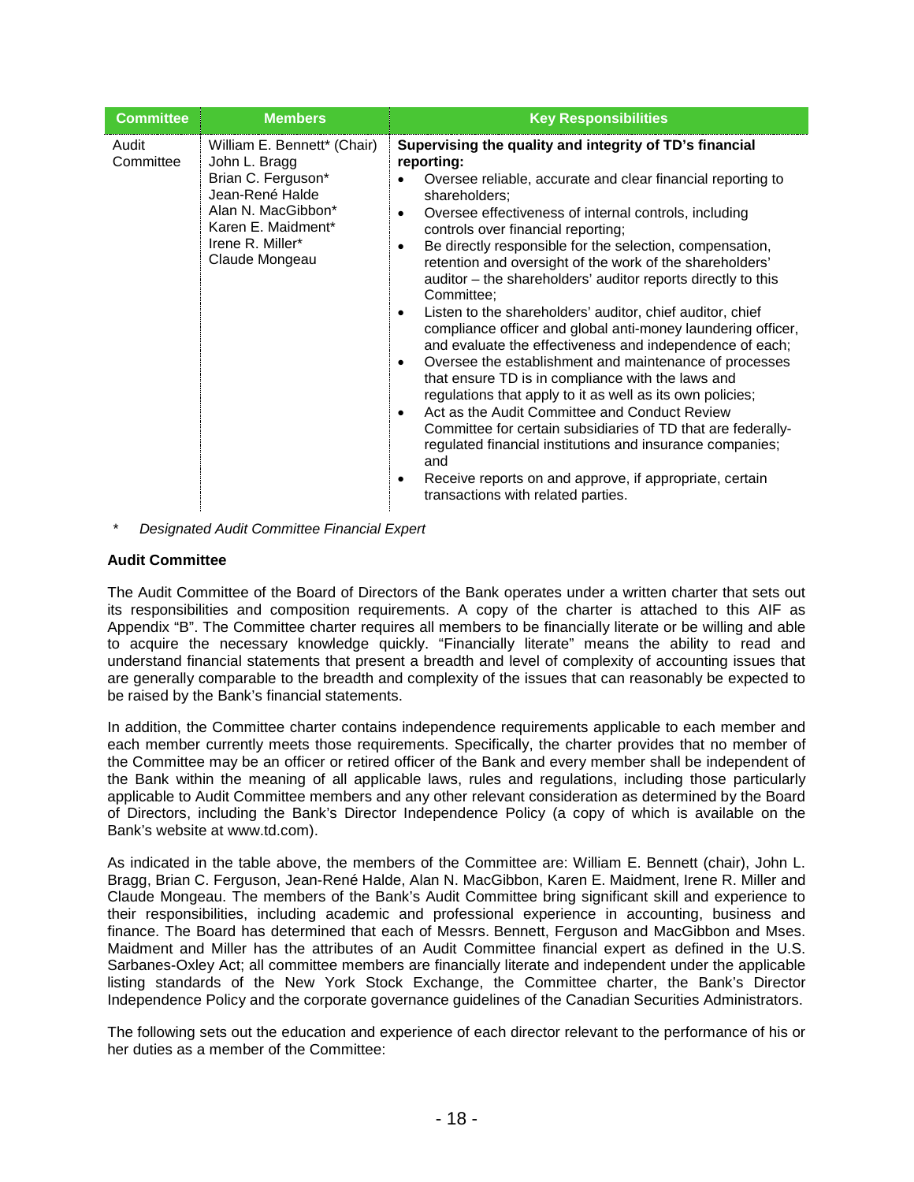| Committee | Members | Key Responsibilities |
|---|---|---|
| Audit Committee | William E. Bennett* (Chair)<br>John L. Bragg<br>Brian C. Ferguson*<br>Jean-René Halde<br>Alan N. MacGibbon*<br>Karen E. Maidment*<br>Irene R. Miller*<br>Claude Mongeau | **Supervising the quality and integrity of TD's financial reporting:**<br>• Oversee reliable, accurate and clear financial reporting to shareholders;<br>• Oversee effectiveness of internal controls, including controls over financial reporting;<br>• Be directly responsible for the selection, compensation, retention and oversight of the work of the shareholders' auditor – the shareholders' auditor reports directly to this Committee;<br>• Listen to the shareholders' auditor, chief auditor, chief compliance officer and global anti-money laundering officer, and evaluate the effectiveness and independence of each;<br>• Oversee the establishment and maintenance of processes that ensure TD is in compliance with the laws and regulations that apply to it as well as its own policies;<br>• Act as the Audit Committee and Conduct Review Committee for certain subsidiaries of TD that are federally-regulated financial institutions and insurance companies; and<br>• Receive reports on and approve, if appropriate, certain transactions with related parties. |

\* *Designated Audit Committee Financial Expert*

**Audit Committee**

The Audit Committee of the Board of Directors of the Bank operates under a written charter that sets out its responsibilities and composition requirements. A copy of the charter is attached to this AIF as Appendix "B". The Committee charter requires all members to be financially literate or be willing and able to acquire the necessary knowledge quickly. "Financially literate" means the ability to read and understand financial statements that present a breadth and level of complexity of accounting issues that are generally comparable to the breadth and complexity of the issues that can reasonably be expected to be raised by the Bank's financial statements.

In addition, the Committee charter contains independence requirements applicable to each member and each member currently meets those requirements. Specifically, the charter provides that no member of the Committee may be an officer or retired officer of the Bank and every member shall be independent of the Bank within the meaning of all applicable laws, rules and regulations, including those particularly applicable to Audit Committee members and any other relevant consideration as determined by the Board of Directors, including the Bank's Director Independence Policy (a copy of which is available on the Bank's website at www.td.com).

As indicated in the table above, the members of the Committee are: William E. Bennett (chair), John L. Bragg, Brian C. Ferguson, Jean-René Halde, Alan N. MacGibbon, Karen E. Maidment, Irene R. Miller and Claude Mongeau. The members of the Bank's Audit Committee bring significant skill and experience to their responsibilities, including academic and professional experience in accounting, business and finance. The Board has determined that each of Messrs. Bennett, Ferguson and MacGibbon and Mses. Maidment and Miller has the attributes of an Audit Committee financial expert as defined in the U.S. Sarbanes-Oxley Act; all committee members are financially literate and independent under the applicable listing standards of the New York Stock Exchange, the Committee charter, the Bank's Director Independence Policy and the corporate governance guidelines of the Canadian Securities Administrators.

The following sets out the education and experience of each director relevant to the performance of his or her duties as a member of the Committee: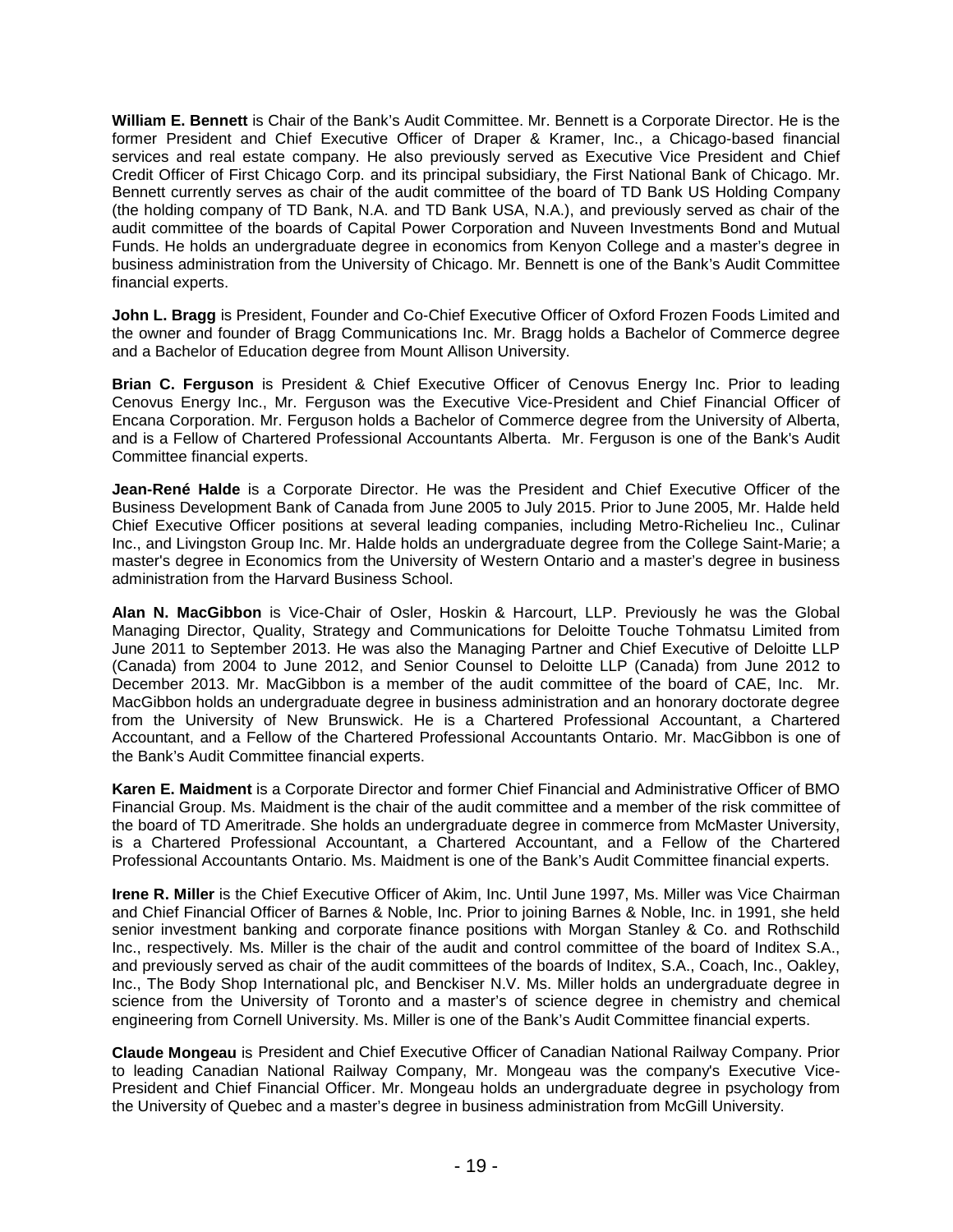**William E. Bennett** is Chair of the Bank's Audit Committee. Mr. Bennett is a Corporate Director. He is the former President and Chief Executive Officer of Draper & Kramer, Inc., a Chicago-based financial services and real estate company. He also previously served as Executive Vice President and Chief Credit Officer of First Chicago Corp. and its principal subsidiary, the First National Bank of Chicago. Mr. Bennett currently serves as chair of the audit committee of the board of TD Bank US Holding Company (the holding company of TD Bank, N.A. and TD Bank USA, N.A.), and previously served as chair of the audit committee of the boards of Capital Power Corporation and Nuveen Investments Bond and Mutual Funds. He holds an undergraduate degree in economics from Kenyon College and a master's degree in business administration from the University of Chicago. Mr. Bennett is one of the Bank's Audit Committee financial experts.

**John L. Bragg** is President, Founder and Co-Chief Executive Officer of Oxford Frozen Foods Limited and the owner and founder of Bragg Communications Inc. Mr. Bragg holds a Bachelor of Commerce degree and a Bachelor of Education degree from Mount Allison University.

**Brian C. Ferguson** is President & Chief Executive Officer of Cenovus Energy Inc. Prior to leading Cenovus Energy Inc., Mr. Ferguson was the Executive Vice-President and Chief Financial Officer of Encana Corporation. Mr. Ferguson holds a Bachelor of Commerce degree from the University of Alberta, and is a Fellow of Chartered Professional Accountants Alberta. Mr. Ferguson is one of the Bank's Audit Committee financial experts.

**Jean-René Halde** is a Corporate Director. He was the President and Chief Executive Officer of the Business Development Bank of Canada from June 2005 to July 2015. Prior to June 2005, Mr. Halde held Chief Executive Officer positions at several leading companies, including Metro-Richelieu Inc., Culinar Inc., and Livingston Group Inc. Mr. Halde holds an undergraduate degree from the College Saint-Marie; a master's degree in Economics from the University of Western Ontario and a master's degree in business administration from the Harvard Business School.

**Alan N. MacGibbon** is Vice-Chair of Osler, Hoskin & Harcourt, LLP. Previously he was the Global Managing Director, Quality, Strategy and Communications for Deloitte Touche Tohmatsu Limited from June 2011 to September 2013. He was also the Managing Partner and Chief Executive of Deloitte LLP (Canada) from 2004 to June 2012, and Senior Counsel to Deloitte LLP (Canada) from June 2012 to December 2013. Mr. MacGibbon is a member of the audit committee of the board of CAE, Inc. Mr. MacGibbon holds an undergraduate degree in business administration and an honorary doctorate degree from the University of New Brunswick. He is a Chartered Professional Accountant, a Chartered Accountant, and a Fellow of the Chartered Professional Accountants Ontario. Mr. MacGibbon is one of the Bank's Audit Committee financial experts.

**Karen E. Maidment** is a Corporate Director and former Chief Financial and Administrative Officer of BMO Financial Group. Ms. Maidment is the chair of the audit committee and a member of the risk committee of the board of TD Ameritrade. She holds an undergraduate degree in commerce from McMaster University, is a Chartered Professional Accountant, a Chartered Accountant, and a Fellow of the Chartered Professional Accountants Ontario. Ms. Maidment is one of the Bank's Audit Committee financial experts.

**Irene R. Miller** is the Chief Executive Officer of Akim, Inc. Until June 1997, Ms. Miller was Vice Chairman and Chief Financial Officer of Barnes & Noble, Inc. Prior to joining Barnes & Noble, Inc. in 1991, she held senior investment banking and corporate finance positions with Morgan Stanley & Co. and Rothschild Inc., respectively. Ms. Miller is the chair of the audit and control committee of the board of Inditex S.A., and previously served as chair of the audit committees of the boards of Inditex, S.A., Coach, Inc., Oakley, Inc., The Body Shop International plc, and Benckiser N.V. Ms. Miller holds an undergraduate degree in science from the University of Toronto and a master's of science degree in chemistry and chemical engineering from Cornell University. Ms. Miller is one of the Bank's Audit Committee financial experts.

**Claude Mongeau** is President and Chief Executive Officer of Canadian National Railway Company. Prior to leading Canadian National Railway Company, Mr. Mongeau was the company's Executive Vice-President and Chief Financial Officer. Mr. Mongeau holds an undergraduate degree in psychology from the University of Quebec and a master's degree in business administration from McGill University.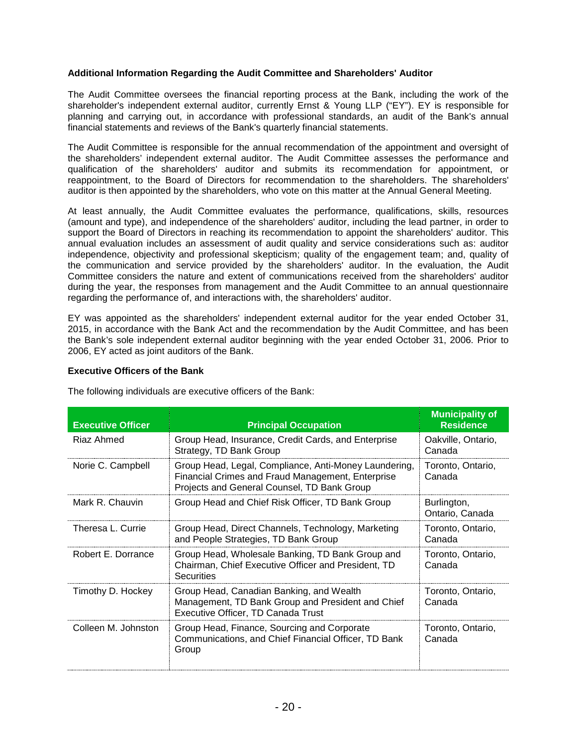**Additional Information Regarding the Audit Committee and Shareholders' Auditor**

The Audit Committee oversees the financial reporting process at the Bank, including the work of the shareholder's independent external auditor, currently Ernst & Young LLP ("EY"). EY is responsible for planning and carrying out, in accordance with professional standards, an audit of the Bank's annual financial statements and reviews of the Bank's quarterly financial statements.

The Audit Committee is responsible for the annual recommendation of the appointment and oversight of the shareholders' independent external auditor. The Audit Committee assesses the performance and qualification of the shareholders' auditor and submits its recommendation for appointment, or reappointment, to the Board of Directors for recommendation to the shareholders. The shareholders' auditor is then appointed by the shareholders, who vote on this matter at the Annual General Meeting.

At least annually, the Audit Committee evaluates the performance, qualifications, skills, resources (amount and type), and independence of the shareholders' auditor, including the lead partner, in order to support the Board of Directors in reaching its recommendation to appoint the shareholders' auditor. This annual evaluation includes an assessment of audit quality and service considerations such as: auditor independence, objectivity and professional skepticism; quality of the engagement team; and, quality of the communication and service provided by the shareholders' auditor. In the evaluation, the Audit Committee considers the nature and extent of communications received from the shareholders' auditor during the year, the responses from management and the Audit Committee to an annual questionnaire regarding the performance of, and interactions with, the shareholders' auditor.

EY was appointed as the shareholders' independent external auditor for the year ended October 31, 2015, in accordance with the Bank Act and the recommendation by the Audit Committee, and has been the Bank's sole independent external auditor beginning with the year ended October 31, 2006. Prior to 2006, EY acted as joint auditors of the Bank.

**Executive Officers of the Bank**

The following individuals are executive officers of the Bank:

| Executive Officer | Principal Occupation | Municipality of Residence |
|---|---|---|
| Riaz Ahmed | Group Head, Insurance, Credit Cards, and Enterprise Strategy, TD Bank Group | Oakville, Ontario, Canada |
| Norie C. Campbell | Group Head, Legal, Compliance, Anti-Money Laundering, Financial Crimes and Fraud Management, Enterprise Projects and General Counsel, TD Bank Group | Toronto, Ontario, Canada |
| Mark R. Chauvin | Group Head and Chief Risk Officer, TD Bank Group | Burlington, Ontario, Canada |
| Theresa L. Currie | Group Head, Direct Channels, Technology, Marketing and People Strategies, TD Bank Group | Toronto, Ontario, Canada |
| Robert E. Dorrance | Group Head, Wholesale Banking, TD Bank Group and Chairman, Chief Executive Officer and President, TD Securities | Toronto, Ontario, Canada |
| Timothy D. Hockey | Group Head, Canadian Banking, and Wealth Management, TD Bank Group and President and Chief Executive Officer, TD Canada Trust | Toronto, Ontario, Canada |
| Colleen M. Johnston | Group Head, Finance, Sourcing and Corporate Communications, and Chief Financial Officer, TD Bank Group | Toronto, Ontario, Canada |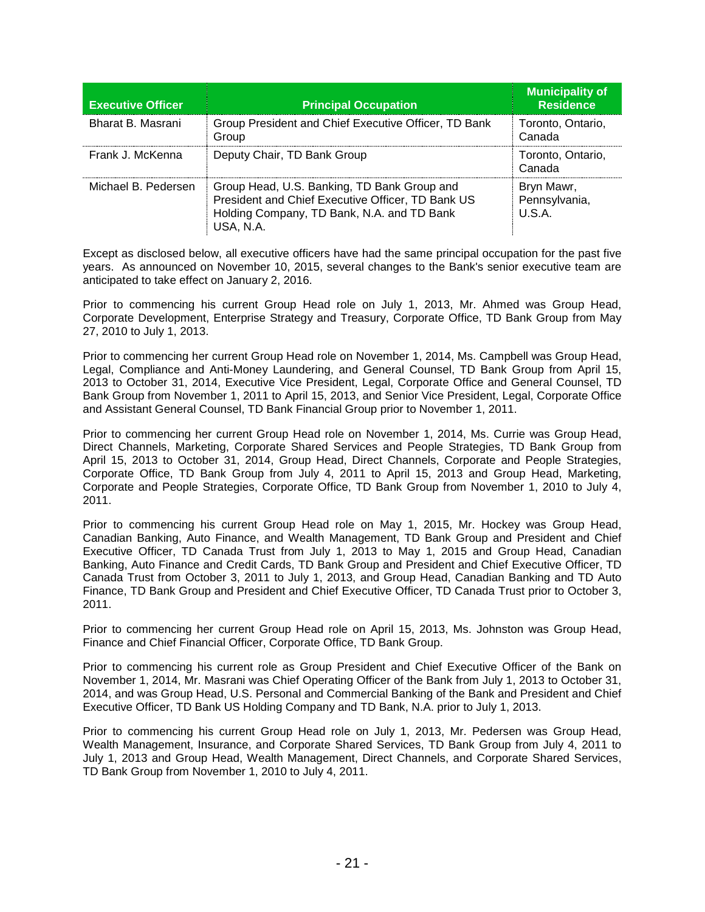| Executive Officer | Principal Occupation | Municipality of Residence |
|---|---|---|
| Bharat B. Masrani | Group President and Chief Executive Officer, TD Bank Group | Toronto, Ontario, Canada |
| Frank J. McKenna | Deputy Chair, TD Bank Group | Toronto, Ontario, Canada |
| Michael B. Pedersen | Group Head, U.S. Banking, TD Bank Group and President and Chief Executive Officer, TD Bank US Holding Company, TD Bank, N.A. and TD Bank USA, N.A. | Bryn Mawr, Pennsylvania, U.S.A. |

Except as disclosed below, all executive officers have had the same principal occupation for the past five years. As announced on November 10, 2015, several changes to the Bank's senior executive team are anticipated to take effect on January 2, 2016.

Prior to commencing his current Group Head role on July 1, 2013, Mr. Ahmed was Group Head, Corporate Development, Enterprise Strategy and Treasury, Corporate Office, TD Bank Group from May 27, 2010 to July 1, 2013.

Prior to commencing her current Group Head role on November 1, 2014, Ms. Campbell was Group Head, Legal, Compliance and Anti-Money Laundering, and General Counsel, TD Bank Group from April 15, 2013 to October 31, 2014, Executive Vice President, Legal, Corporate Office and General Counsel, TD Bank Group from November 1, 2011 to April 15, 2013, and Senior Vice President, Legal, Corporate Office and Assistant General Counsel, TD Bank Financial Group prior to November 1, 2011.

Prior to commencing her current Group Head role on November 1, 2014, Ms. Currie was Group Head, Direct Channels, Marketing, Corporate Shared Services and People Strategies, TD Bank Group from April 15, 2013 to October 31, 2014, Group Head, Direct Channels, Corporate and People Strategies, Corporate Office, TD Bank Group from July 4, 2011 to April 15, 2013 and Group Head, Marketing, Corporate and People Strategies, Corporate Office, TD Bank Group from November 1, 2010 to July 4, 2011.

Prior to commencing his current Group Head role on May 1, 2015, Mr. Hockey was Group Head, Canadian Banking, Auto Finance, and Wealth Management, TD Bank Group and President and Chief Executive Officer, TD Canada Trust from July 1, 2013 to May 1, 2015 and Group Head, Canadian Banking, Auto Finance and Credit Cards, TD Bank Group and President and Chief Executive Officer, TD Canada Trust from October 3, 2011 to July 1, 2013, and Group Head, Canadian Banking and TD Auto Finance, TD Bank Group and President and Chief Executive Officer, TD Canada Trust prior to October 3, 2011.

Prior to commencing her current Group Head role on April 15, 2013, Ms. Johnston was Group Head, Finance and Chief Financial Officer, Corporate Office, TD Bank Group.

Prior to commencing his current role as Group President and Chief Executive Officer of the Bank on November 1, 2014, Mr. Masrani was Chief Operating Officer of the Bank from July 1, 2013 to October 31, 2014, and was Group Head, U.S. Personal and Commercial Banking of the Bank and President and Chief Executive Officer, TD Bank US Holding Company and TD Bank, N.A. prior to July 1, 2013.

Prior to commencing his current Group Head role on July 1, 2013, Mr. Pedersen was Group Head, Wealth Management, Insurance, and Corporate Shared Services, TD Bank Group from July 4, 2011 to July 1, 2013 and Group Head, Wealth Management, Direct Channels, and Corporate Shared Services, TD Bank Group from November 1, 2010 to July 4, 2011.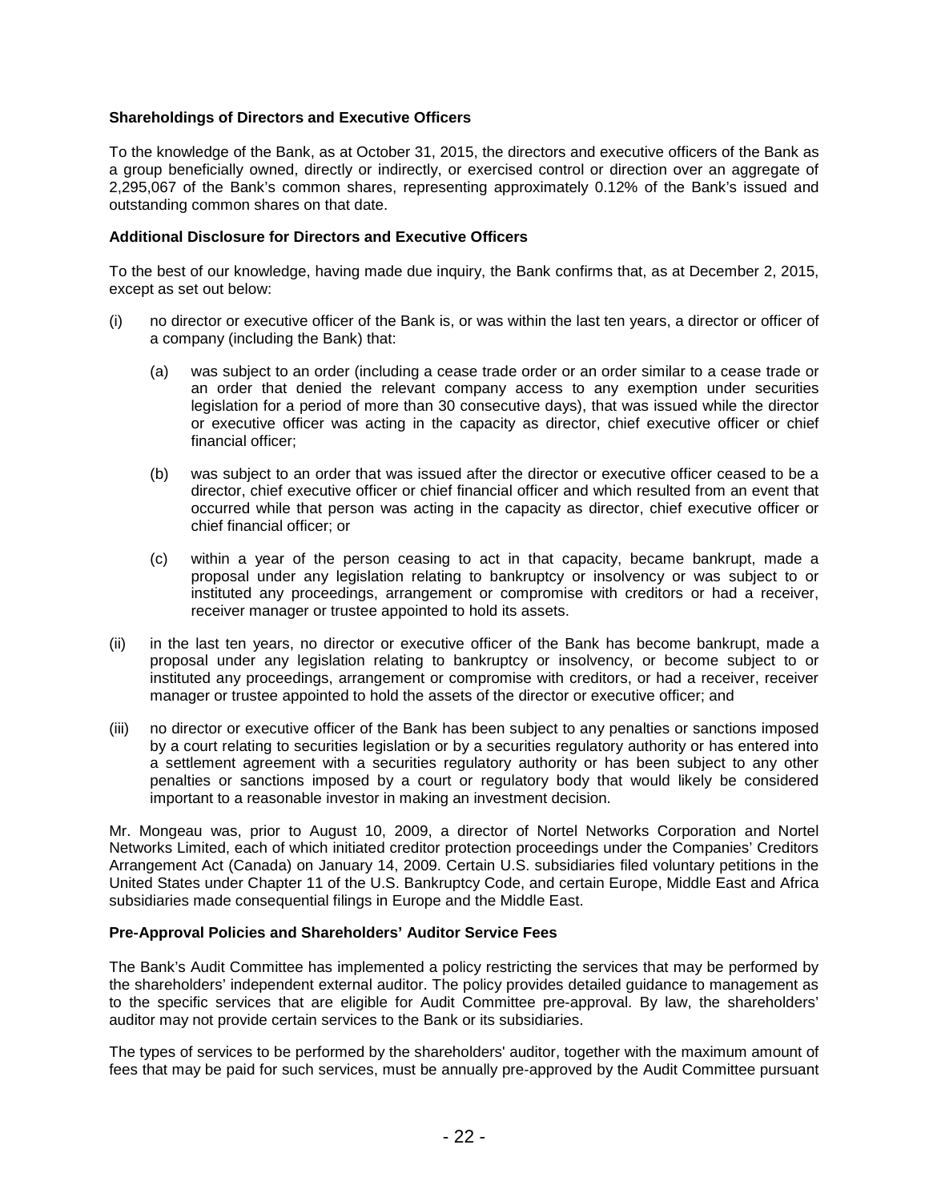**Shareholdings of Directors and Executive Officers**

To the knowledge of the Bank, as at October 31, 2015, the directors and executive officers of the Bank as a group beneficially owned, directly or indirectly, or exercised control or direction over an aggregate of 2,295,067 of the Bank's common shares, representing approximately 0.12% of the Bank's issued and outstanding common shares on that date.

**Additional Disclosure for Directors and Executive Officers**

To the best of our knowledge, having made due inquiry, the Bank confirms that, as at December 2, 2015, except as set out below:

(i) no director or executive officer of the Bank is, or was within the last ten years, a director or officer of a company (including the Bank) that:

  (a) was subject to an order (including a cease trade order or an order similar to a cease trade or an order that denied the relevant company access to any exemption under securities legislation for a period of more than 30 consecutive days), that was issued while the director or executive officer was acting in the capacity as director, chief executive officer or chief financial officer;

  (b) was subject to an order that was issued after the director or executive officer ceased to be a director, chief executive officer or chief financial officer and which resulted from an event that occurred while that person was acting in the capacity as director, chief executive officer or chief financial officer; or

  (c) within a year of the person ceasing to act in that capacity, became bankrupt, made a proposal under any legislation relating to bankruptcy or insolvency or was subject to or instituted any proceedings, arrangement or compromise with creditors or had a receiver, receiver manager or trustee appointed to hold its assets.

(ii) in the last ten years, no director or executive officer of the Bank has become bankrupt, made a proposal under any legislation relating to bankruptcy or insolvency, or become subject to or instituted any proceedings, arrangement or compromise with creditors, or had a receiver, receiver manager or trustee appointed to hold the assets of the director or executive officer; and

(iii) no director or executive officer of the Bank has been subject to any penalties or sanctions imposed by a court relating to securities legislation or by a securities regulatory authority or has entered into a settlement agreement with a securities regulatory authority or has been subject to any other penalties or sanctions imposed by a court or regulatory body that would likely be considered important to a reasonable investor in making an investment decision.

Mr. Mongeau was, prior to August 10, 2009, a director of Nortel Networks Corporation and Nortel Networks Limited, each of which initiated creditor protection proceedings under the Companies' Creditors Arrangement Act (Canada) on January 14, 2009. Certain U.S. subsidiaries filed voluntary petitions in the United States under Chapter 11 of the U.S. Bankruptcy Code, and certain Europe, Middle East and Africa subsidiaries made consequential filings in Europe and the Middle East.

**Pre-Approval Policies and Shareholders' Auditor Service Fees**

The Bank's Audit Committee has implemented a policy restricting the services that may be performed by the shareholders' independent external auditor. The policy provides detailed guidance to management as to the specific services that are eligible for Audit Committee pre-approval. By law, the shareholders' auditor may not provide certain services to the Bank or its subsidiaries.

The types of services to be performed by the shareholders' auditor, together with the maximum amount of fees that may be paid for such services, must be annually pre-approved by the Audit Committee pursuant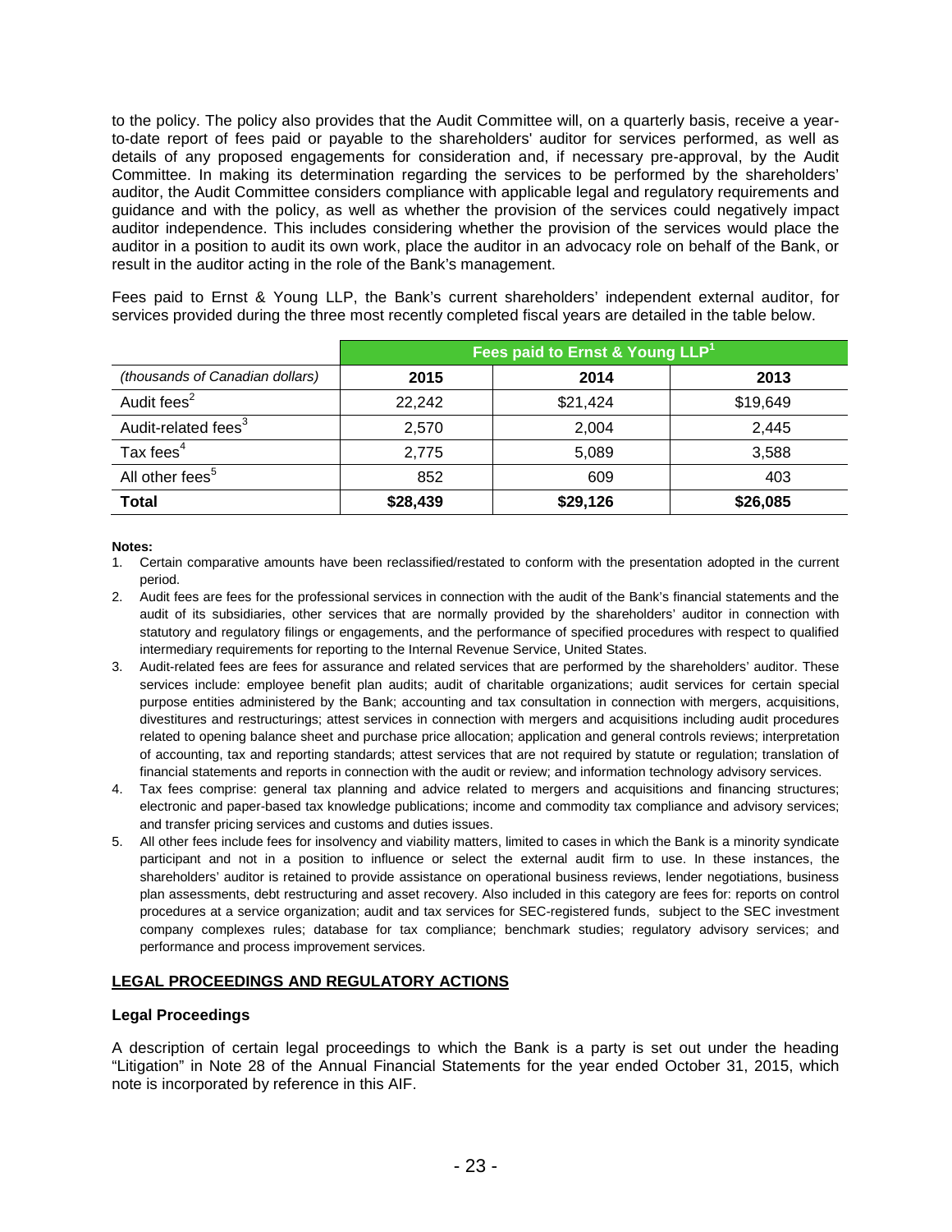to the policy. The policy also provides that the Audit Committee will, on a quarterly basis, receive a year-to-date report of fees paid or payable to the shareholders' auditor for services performed, as well as details of any proposed engagements for consideration and, if necessary pre-approval, by the Audit Committee. In making its determination regarding the services to be performed by the shareholders' auditor, the Audit Committee considers compliance with applicable legal and regulatory requirements and guidance and with the policy, as well as whether the provision of the services could negatively impact auditor independence. This includes considering whether the provision of the services would place the auditor in a position to audit its own work, place the auditor in an advocacy role on behalf of the Bank, or result in the auditor acting in the role of the Bank's management.

Fees paid to Ernst & Young LLP, the Bank's current shareholders' independent external auditor, for services provided during the three most recently completed fiscal years are detailed in the table below.

| | Fees paid to Ernst & Young LLP[1] | | |
|---|---|---|---|
| *(thousands of Canadian dollars)* | **2015** | **2014** | **2013** |
| Audit fees[2] | 22,242 | $21,424 | $19,649 |
| Audit-related fees[3] | 2,570 | 2,004 | 2,445 |
| Tax fees[4] | 2,775 | 5,089 | 3,588 |
| All other fees[5] | 852 | 609 | 403 |
| **Total** | **$28,439** | **$29,126** | **$26,085** |

**Notes:**

1. Certain comparative amounts have been reclassified/restated to conform with the presentation adopted in the current period.
2. Audit fees are fees for the professional services in connection with the audit of the Bank's financial statements and the audit of its subsidiaries, other services that are normally provided by the shareholders' auditor in connection with statutory and regulatory filings or engagements, and the performance of specified procedures with respect to qualified intermediary requirements for reporting to the Internal Revenue Service, United States.
3. Audit-related fees are fees for assurance and related services that are performed by the shareholders' auditor. These services include: employee benefit plan audits; audit of charitable organizations; audit services for certain special purpose entities administered by the Bank; accounting and tax consultation in connection with mergers, acquisitions, divestitures and restructurings; attest services in connection with mergers and acquisitions including audit procedures related to opening balance sheet and purchase price allocation; application and general controls reviews; interpretation of accounting, tax and reporting standards; attest services that are not required by statute or regulation; translation of financial statements and reports in connection with the audit or review; and information technology advisory services.
4. Tax fees comprise: general tax planning and advice related to mergers and acquisitions and financing structures; electronic and paper-based tax knowledge publications; income and commodity tax compliance and advisory services; and transfer pricing services and customs and duties issues.
5. All other fees include fees for insolvency and viability matters, limited to cases in which the Bank is a minority syndicate participant and not in a position to influence or select the external audit firm to use. In these instances, the shareholders' auditor is retained to provide assistance on operational business reviews, lender negotiations, business plan assessments, debt restructuring and asset recovery. Also included in this category are fees for: reports on control procedures at a service organization; audit and tax services for SEC-registered funds, subject to the SEC investment company complexes rules; database for tax compliance; benchmark studies; regulatory advisory services; and performance and process improvement services.

## LEGAL PROCEEDINGS AND REGULATORY ACTIONS

### Legal Proceedings

A description of certain legal proceedings to which the Bank is a party is set out under the heading "Litigation" in Note 28 of the Annual Financial Statements for the year ended October 31, 2015, which note is incorporated by reference in this AIF.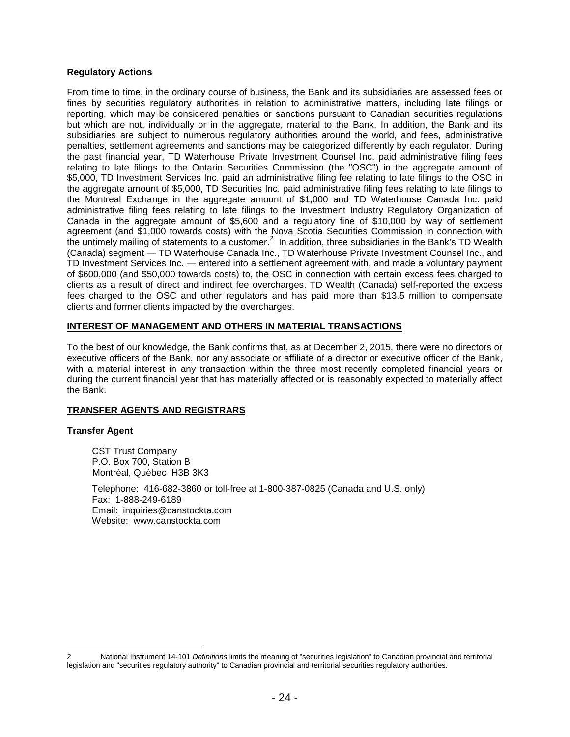**Regulatory Actions**

From time to time, in the ordinary course of business, the Bank and its subsidiaries are assessed fees or fines by securities regulatory authorities in relation to administrative matters, including late filings or reporting, which may be considered penalties or sanctions pursuant to Canadian securities regulations but which are not, individually or in the aggregate, material to the Bank. In addition, the Bank and its subsidiaries are subject to numerous regulatory authorities around the world, and fees, administrative penalties, settlement agreements and sanctions may be categorized differently by each regulator. During the past financial year, TD Waterhouse Private Investment Counsel Inc. paid administrative filing fees relating to late filings to the Ontario Securities Commission (the "OSC") in the aggregate amount of $5,000, TD Investment Services Inc. paid an administrative filing fee relating to late filings to the OSC in the aggregate amount of $5,000, TD Securities Inc. paid administrative filing fees relating to late filings to the Montreal Exchange in the aggregate amount of $1,000 and TD Waterhouse Canada Inc. paid administrative filing fees relating to late filings to the Investment Industry Regulatory Organization of Canada in the aggregate amount of $5,600 and a regulatory fine of $10,000 by way of settlement agreement (and $1,000 towards costs) with the Nova Scotia Securities Commission in connection with the untimely mailing of statements to a customer.[2] In addition, three subsidiaries in the Bank's TD Wealth (Canada) segment — TD Waterhouse Canada Inc., TD Waterhouse Private Investment Counsel Inc., and TD Investment Services Inc. — entered into a settlement agreement with, and made a voluntary payment of $600,000 (and $50,000 towards costs) to, the OSC in connection with certain excess fees charged to clients as a result of direct and indirect fee overcharges. TD Wealth (Canada) self-reported the excess fees charged to the OSC and other regulators and has paid more than $13.5 million to compensate clients and former clients impacted by the overcharges.

## INTEREST OF MANAGEMENT AND OTHERS IN MATERIAL TRANSACTIONS

To the best of our knowledge, the Bank confirms that, as at December 2, 2015, there were no directors or executive officers of the Bank, nor any associate or affiliate of a director or executive officer of the Bank, with a material interest in any transaction within the three most recently completed financial years or during the current financial year that has materially affected or is reasonably expected to materially affect the Bank.

## TRANSFER AGENTS AND REGISTRARS

**Transfer Agent**

CST Trust Company
P.O. Box 700, Station B
Montréal, Québec H3B 3K3

Telephone: 416-682-3860 or toll-free at 1-800-387-0825 (Canada and U.S. only)
Fax: 1-888-249-6189
Email: inquiries@canstockta.com
Website: www.canstockta.com

---

2 National Instrument 14-101 *Definitions* limits the meaning of "securities legislation" to Canadian provincial and territorial legislation and "securities regulatory authority" to Canadian provincial and territorial securities regulatory authorities.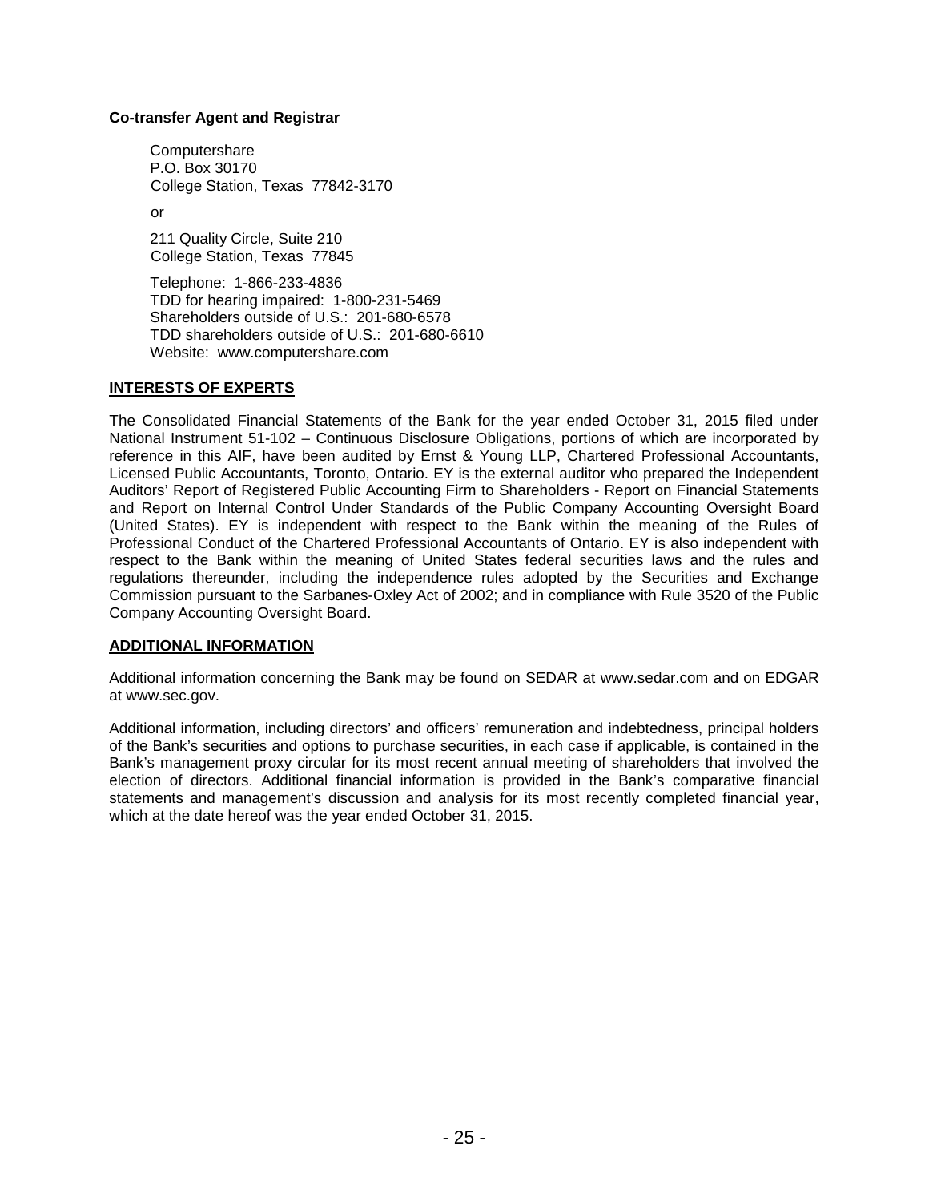**Co-transfer Agent and Registrar**

Computershare
P.O. Box 30170
College Station, Texas 77842-3170

or

211 Quality Circle, Suite 210
College Station, Texas 77845

Telephone: 1-866-233-4836
TDD for hearing impaired: 1-800-231-5469
Shareholders outside of U.S.: 201-680-6578
TDD shareholders outside of U.S.: 201-680-6610
Website: www.computershare.com

## INTERESTS OF EXPERTS

The Consolidated Financial Statements of the Bank for the year ended October 31, 2015 filed under National Instrument 51-102 – Continuous Disclosure Obligations, portions of which are incorporated by reference in this AIF, have been audited by Ernst & Young LLP, Chartered Professional Accountants, Licensed Public Accountants, Toronto, Ontario. EY is the external auditor who prepared the Independent Auditors' Report of Registered Public Accounting Firm to Shareholders - Report on Financial Statements and Report on Internal Control Under Standards of the Public Company Accounting Oversight Board (United States). EY is independent with respect to the Bank within the meaning of the Rules of Professional Conduct of the Chartered Professional Accountants of Ontario. EY is also independent with respect to the Bank within the meaning of United States federal securities laws and the rules and regulations thereunder, including the independence rules adopted by the Securities and Exchange Commission pursuant to the Sarbanes-Oxley Act of 2002; and in compliance with Rule 3520 of the Public Company Accounting Oversight Board.

## ADDITIONAL INFORMATION

Additional information concerning the Bank may be found on SEDAR at www.sedar.com and on EDGAR at www.sec.gov.

Additional information, including directors' and officers' remuneration and indebtedness, principal holders of the Bank's securities and options to purchase securities, in each case if applicable, is contained in the Bank's management proxy circular for its most recent annual meeting of shareholders that involved the election of directors. Additional financial information is provided in the Bank's comparative financial statements and management's discussion and analysis for its most recently completed financial year, which at the date hereof was the year ended October 31, 2015.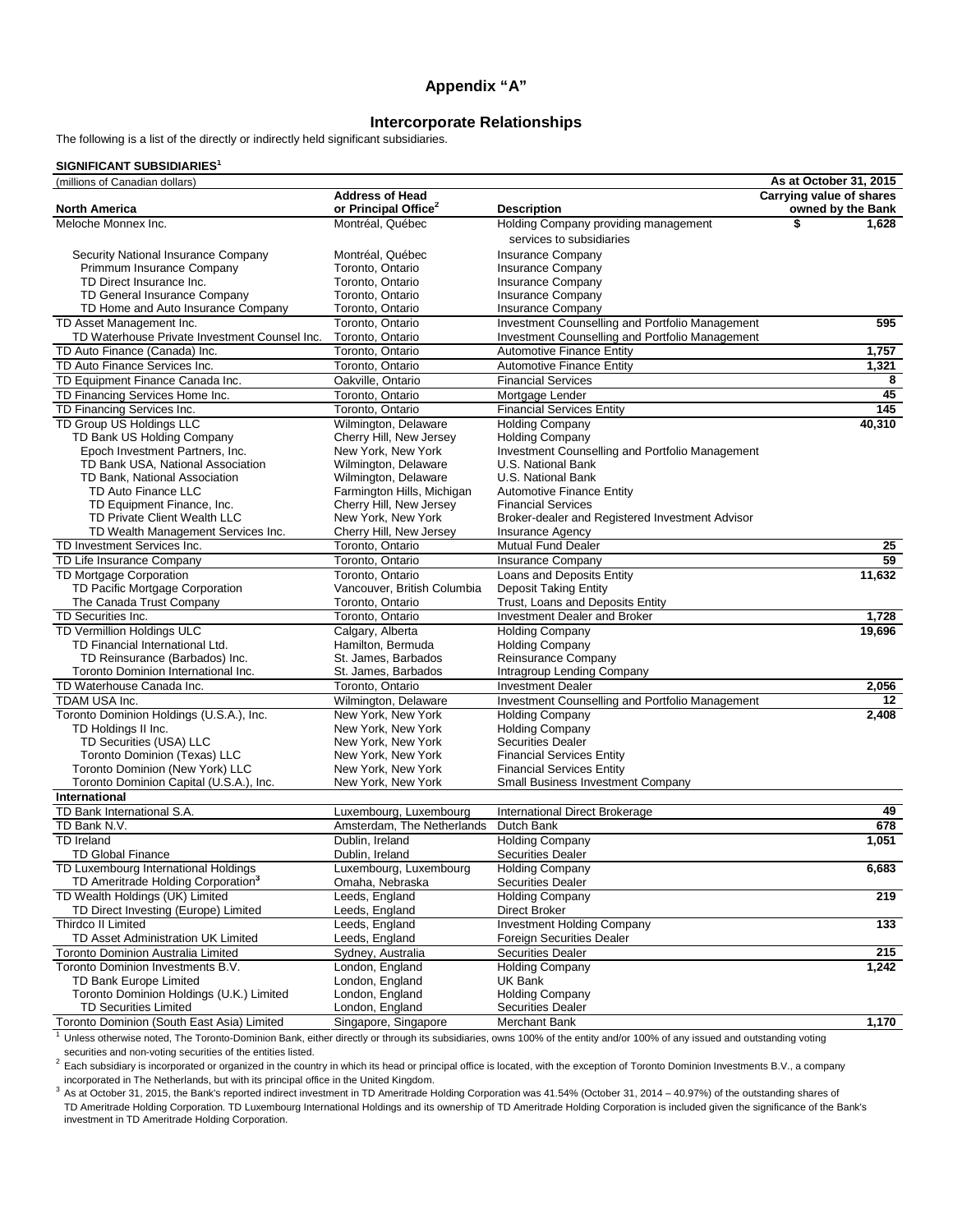# Appendix "A"

## Intercorporate Relationships

The following is a list of the directly or indirectly held significant subsidiaries.

**SIGNIFICANT SUBSIDIARIES**[1]

| (millions of Canadian dollars) | | | As at October 31, 2015 |
|---|---|---|---|
| **North America** | **Address of Head or Principal Office**[2] | **Description** | **Carrying value of shares owned by the Bank** |
| Meloche Monnex Inc. | Montréal, Québec | Holding Company providing management services to subsidiaries | $ 1,628 |
| Security National Insurance Company | Montréal, Québec | Insurance Company | |
| Primmum Insurance Company | Toronto, Ontario | Insurance Company | |
| TD Direct Insurance Inc. | Toronto, Ontario | Insurance Company | |
| TD General Insurance Company | Toronto, Ontario | Insurance Company | |
| TD Home and Auto Insurance Company | Toronto, Ontario | Insurance Company | |
| TD Asset Management Inc. | Toronto, Ontario | Investment Counselling and Portfolio Management | 595 |
| TD Waterhouse Private Investment Counsel Inc. | Toronto, Ontario | Investment Counselling and Portfolio Management | |
| TD Auto Finance (Canada) Inc. | Toronto, Ontario | Automotive Finance Entity | 1,757 |
| TD Auto Finance Services Inc. | Toronto, Ontario | Automotive Finance Entity | 1,321 |
| TD Equipment Finance Canada Inc. | Oakville, Ontario | Financial Services | 8 |
| TD Financing Services Home Inc. | Toronto, Ontario | Mortgage Lender | 45 |
| TD Financing Services Inc. | Toronto, Ontario | Financial Services Entity | 145 |
| TD Group US Holdings LLC | Wilmington, Delaware | Holding Company | 40,310 |
| TD Bank US Holding Company | Cherry Hill, New Jersey | Holding Company | |
| Epoch Investment Partners, Inc. | New York, New York | Investment Counselling and Portfolio Management | |
| TD Bank USA, National Association | Wilmington, Delaware | U.S. National Bank | |
| TD Bank, National Association | Wilmington, Delaware | U.S. National Bank | |
| TD Auto Finance LLC | Farmington Hills, Michigan | Automotive Finance Entity | |
| TD Equipment Finance, Inc. | Cherry Hill, New Jersey | Financial Services | |
| TD Private Client Wealth LLC | New York, New York | Broker-dealer and Registered Investment Advisor | |
| TD Wealth Management Services Inc. | Cherry Hill, New Jersey | Insurance Agency | |
| TD Investment Services Inc. | Toronto, Ontario | Mutual Fund Dealer | 25 |
| TD Life Insurance Company | Toronto, Ontario | Insurance Company | 59 |
| TD Mortgage Corporation | Toronto, Ontario | Loans and Deposits Entity | 11,632 |
| TD Pacific Mortgage Corporation | Vancouver, British Columbia | Deposit Taking Entity | |
| The Canada Trust Company | Toronto, Ontario | Trust, Loans and Deposits Entity | |
| TD Securities Inc. | Toronto, Ontario | Investment Dealer and Broker | 1,728 |
| TD Vermillion Holdings ULC | Calgary, Alberta | Holding Company | 19,696 |
| TD Financial International Ltd. | Hamilton, Bermuda | Holding Company | |
| TD Reinsurance (Barbados) Inc. | St. James, Barbados | Reinsurance Company | |
| Toronto Dominion International Inc. | St. James, Barbados | Intragroup Lending Company | |
| TD Waterhouse Canada Inc. | Toronto, Ontario | Investment Dealer | 2,056 |
| TDAM USA Inc. | Wilmington, Delaware | Investment Counselling and Portfolio Management | 12 |
| Toronto Dominion Holdings (U.S.A.), Inc. | New York, New York | Holding Company | 2,408 |
| TD Holdings II Inc. | New York, New York | Holding Company | |
| TD Securities (USA) LLC | New York, New York | Securities Dealer | |
| Toronto Dominion (Texas) LLC | New York, New York | Financial Services Entity | |
| Toronto Dominion (New York) LLC | New York, New York | Financial Services Entity | |
| Toronto Dominion Capital (U.S.A.), Inc. | New York, New York | Small Business Investment Company | |
| **International** | | | |
| TD Bank International S.A. | Luxembourg, Luxembourg | International Direct Brokerage | 49 |
| TD Bank N.V. | Amsterdam, The Netherlands | Dutch Bank | 678 |
| TD Ireland | Dublin, Ireland | Holding Company | 1,051 |
| TD Global Finance | Dublin, Ireland | Securities Dealer | |
| TD Luxembourg International Holdings | Luxembourg, Luxembourg | Holding Company | 6,683 |
| TD Ameritrade Holding Corporation[3] | Omaha, Nebraska | Securities Dealer | |
| TD Wealth Holdings (UK) Limited | Leeds, England | Holding Company | 219 |
| TD Direct Investing (Europe) Limited | Leeds, England | Direct Broker | |
| Thirdco II Limited | Leeds, England | Investment Holding Company | 133 |
| TD Asset Administration UK Limited | Leeds, England | Foreign Securities Dealer | |
| Toronto Dominion Australia Limited | Sydney, Australia | Securities Dealer | 215 |
| Toronto Dominion Investments B.V. | London, England | Holding Company | 1,242 |
| TD Bank Europe Limited | London, England | UK Bank | |
| Toronto Dominion Holdings (U.K.) Limited | London, England | Holding Company | |
| TD Securities Limited | London, England | Securities Dealer | |
| Toronto Dominion (South East Asia) Limited | Singapore, Singapore | Merchant Bank | 1,170 |

[1] Unless otherwise noted, The Toronto-Dominion Bank, either directly or through its subsidiaries, owns 100% of the entity and/or 100% of any issued and outstanding voting securities and non-voting securities of the entities listed.

[2] Each subsidiary is incorporated or organized in the country in which its head or principal office is located, with the exception of Toronto Dominion Investments B.V., a company incorporated in The Netherlands, but with its principal office in the United Kingdom.

[3] As at October 31, 2015, the Bank's reported indirect investment in TD Ameritrade Holding Corporation was 41.54% (October 31, 2014 – 40.97%) of the outstanding shares of TD Ameritrade Holding Corporation. TD Luxembourg International Holdings and its ownership of TD Ameritrade Holding Corporation is included given the significance of the Bank's investment in TD Ameritrade Holding Corporation.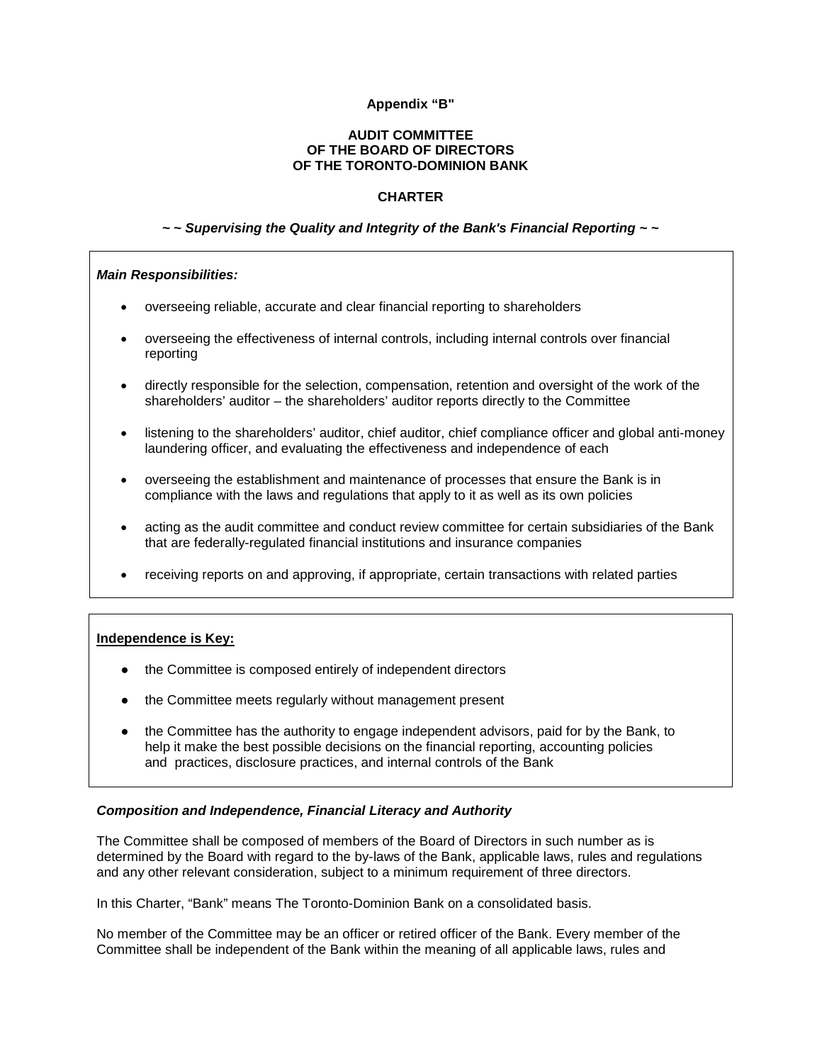**Appendix "B"**

**AUDIT COMMITTEE**
**OF THE BOARD OF DIRECTORS**
**OF THE TORONTO-DOMINION BANK**

**CHARTER**

***~ ~ Supervising the Quality and Integrity of the Bank's Financial Reporting ~ ~***

***Main Responsibilities:***

- overseeing reliable, accurate and clear financial reporting to shareholders
- overseeing the effectiveness of internal controls, including internal controls over financial reporting
- directly responsible for the selection, compensation, retention and oversight of the work of the shareholders' auditor – the shareholders' auditor reports directly to the Committee
- listening to the shareholders' auditor, chief auditor, chief compliance officer and global anti-money laundering officer, and evaluating the effectiveness and independence of each
- overseeing the establishment and maintenance of processes that ensure the Bank is in compliance with the laws and regulations that apply to it as well as its own policies
- acting as the audit committee and conduct review committee for certain subsidiaries of the Bank that are federally-regulated financial institutions and insurance companies
- receiving reports on and approving, if appropriate, certain transactions with related parties

**Independence is Key:**

- the Committee is composed entirely of independent directors
- the Committee meets regularly without management present
- the Committee has the authority to engage independent advisors, paid for by the Bank, to help it make the best possible decisions on the financial reporting, accounting policies and practices, disclosure practices, and internal controls of the Bank

***Composition and Independence, Financial Literacy and Authority***

The Committee shall be composed of members of the Board of Directors in such number as is determined by the Board with regard to the by-laws of the Bank, applicable laws, rules and regulations and any other relevant consideration, subject to a minimum requirement of three directors.

In this Charter, "Bank" means The Toronto-Dominion Bank on a consolidated basis.

No member of the Committee may be an officer or retired officer of the Bank. Every member of the Committee shall be independent of the Bank within the meaning of all applicable laws, rules and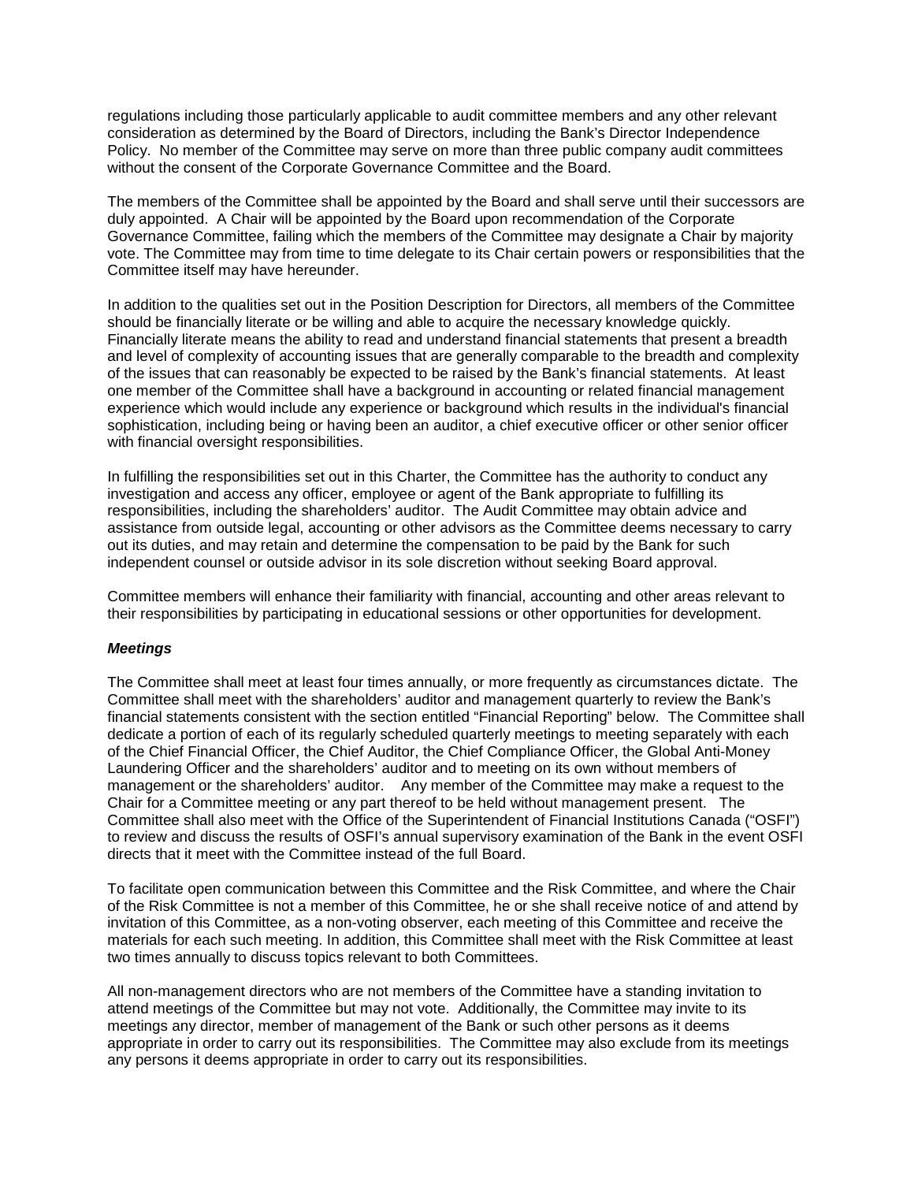regulations including those particularly applicable to audit committee members and any other relevant consideration as determined by the Board of Directors, including the Bank's Director Independence Policy. No member of the Committee may serve on more than three public company audit committees without the consent of the Corporate Governance Committee and the Board.

The members of the Committee shall be appointed by the Board and shall serve until their successors are duly appointed. A Chair will be appointed by the Board upon recommendation of the Corporate Governance Committee, failing which the members of the Committee may designate a Chair by majority vote. The Committee may from time to time delegate to its Chair certain powers or responsibilities that the Committee itself may have hereunder.

In addition to the qualities set out in the Position Description for Directors, all members of the Committee should be financially literate or be willing and able to acquire the necessary knowledge quickly. Financially literate means the ability to read and understand financial statements that present a breadth and level of complexity of accounting issues that are generally comparable to the breadth and complexity of the issues that can reasonably be expected to be raised by the Bank's financial statements. At least one member of the Committee shall have a background in accounting or related financial management experience which would include any experience or background which results in the individual's financial sophistication, including being or having been an auditor, a chief executive officer or other senior officer with financial oversight responsibilities.

In fulfilling the responsibilities set out in this Charter, the Committee has the authority to conduct any investigation and access any officer, employee or agent of the Bank appropriate to fulfilling its responsibilities, including the shareholders' auditor. The Audit Committee may obtain advice and assistance from outside legal, accounting or other advisors as the Committee deems necessary to carry out its duties, and may retain and determine the compensation to be paid by the Bank for such independent counsel or outside advisor in its sole discretion without seeking Board approval.

Committee members will enhance their familiarity with financial, accounting and other areas relevant to their responsibilities by participating in educational sessions or other opportunities for development.

***Meetings***

The Committee shall meet at least four times annually, or more frequently as circumstances dictate. The Committee shall meet with the shareholders' auditor and management quarterly to review the Bank's financial statements consistent with the section entitled "Financial Reporting" below. The Committee shall dedicate a portion of each of its regularly scheduled quarterly meetings to meeting separately with each of the Chief Financial Officer, the Chief Auditor, the Chief Compliance Officer, the Global Anti-Money Laundering Officer and the shareholders' auditor and to meeting on its own without members of management or the shareholders' auditor. Any member of the Committee may make a request to the Chair for a Committee meeting or any part thereof to be held without management present. The Committee shall also meet with the Office of the Superintendent of Financial Institutions Canada ("OSFI") to review and discuss the results of OSFI's annual supervisory examination of the Bank in the event OSFI directs that it meet with the Committee instead of the full Board.

To facilitate open communication between this Committee and the Risk Committee, and where the Chair of the Risk Committee is not a member of this Committee, he or she shall receive notice of and attend by invitation of this Committee, as a non-voting observer, each meeting of this Committee and receive the materials for each such meeting. In addition, this Committee shall meet with the Risk Committee at least two times annually to discuss topics relevant to both Committees.

All non-management directors who are not members of the Committee have a standing invitation to attend meetings of the Committee but may not vote. Additionally, the Committee may invite to its meetings any director, member of management of the Bank or such other persons as it deems appropriate in order to carry out its responsibilities. The Committee may also exclude from its meetings any persons it deems appropriate in order to carry out its responsibilities.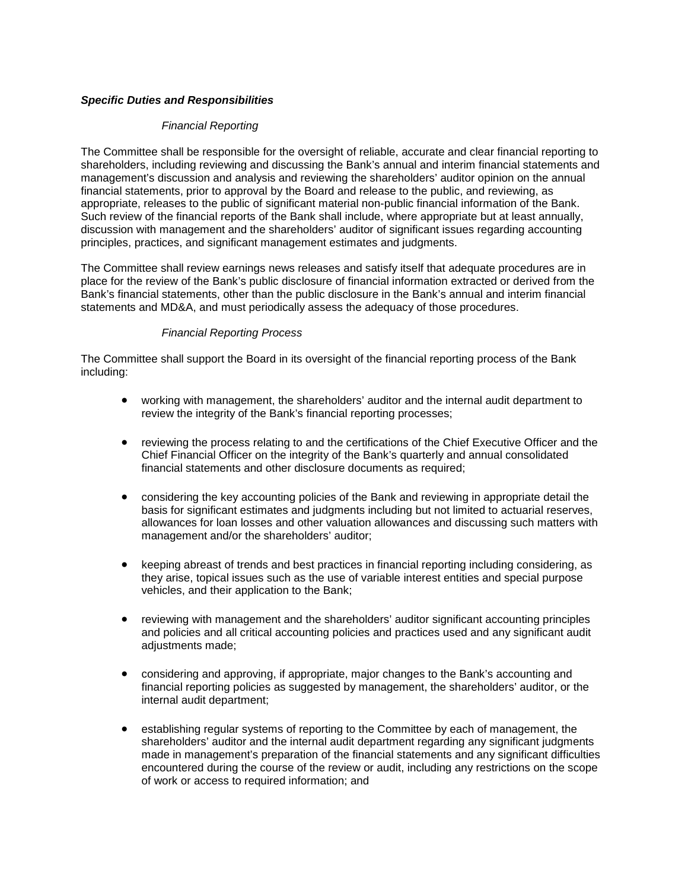***Specific Duties and Responsibilities***

*Financial Reporting*

The Committee shall be responsible for the oversight of reliable, accurate and clear financial reporting to shareholders, including reviewing and discussing the Bank's annual and interim financial statements and management's discussion and analysis and reviewing the shareholders' auditor opinion on the annual financial statements, prior to approval by the Board and release to the public, and reviewing, as appropriate, releases to the public of significant material non-public financial information of the Bank. Such review of the financial reports of the Bank shall include, where appropriate but at least annually, discussion with management and the shareholders' auditor of significant issues regarding accounting principles, practices, and significant management estimates and judgments.

The Committee shall review earnings news releases and satisfy itself that adequate procedures are in place for the review of the Bank's public disclosure of financial information extracted or derived from the Bank's financial statements, other than the public disclosure in the Bank's annual and interim financial statements and MD&A, and must periodically assess the adequacy of those procedures.

*Financial Reporting Process*

The Committee shall support the Board in its oversight of the financial reporting process of the Bank including:

- working with management, the shareholders' auditor and the internal audit department to review the integrity of the Bank's financial reporting processes;
- reviewing the process relating to and the certifications of the Chief Executive Officer and the Chief Financial Officer on the integrity of the Bank's quarterly and annual consolidated financial statements and other disclosure documents as required;
- considering the key accounting policies of the Bank and reviewing in appropriate detail the basis for significant estimates and judgments including but not limited to actuarial reserves, allowances for loan losses and other valuation allowances and discussing such matters with management and/or the shareholders' auditor;
- keeping abreast of trends and best practices in financial reporting including considering, as they arise, topical issues such as the use of variable interest entities and special purpose vehicles, and their application to the Bank;
- reviewing with management and the shareholders' auditor significant accounting principles and policies and all critical accounting policies and practices used and any significant audit adjustments made;
- considering and approving, if appropriate, major changes to the Bank's accounting and financial reporting policies as suggested by management, the shareholders' auditor, or the internal audit department;
- establishing regular systems of reporting to the Committee by each of management, the shareholders' auditor and the internal audit department regarding any significant judgments made in management's preparation of the financial statements and any significant difficulties encountered during the course of the review or audit, including any restrictions on the scope of work or access to required information; and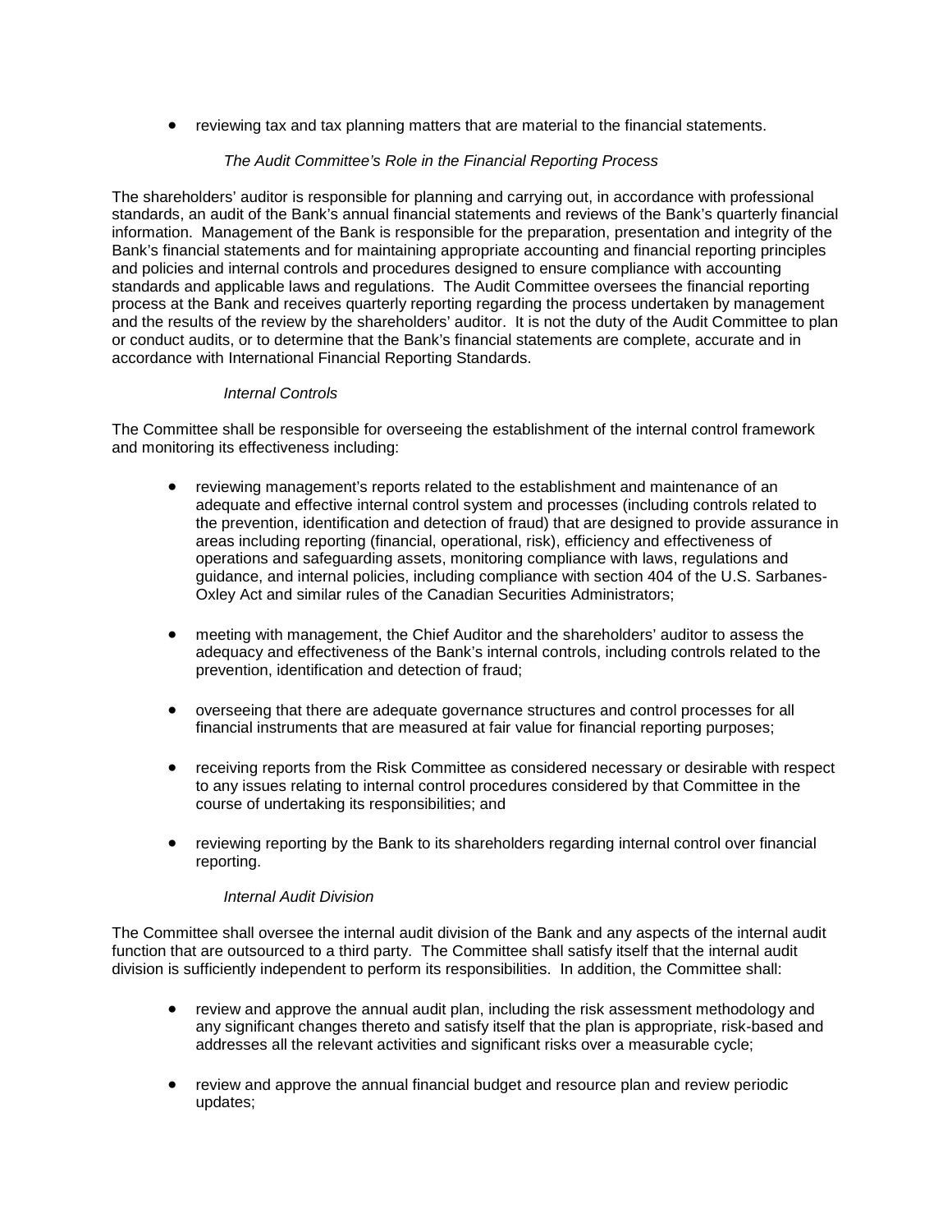- reviewing tax and tax planning matters that are material to the financial statements.

*The Audit Committee's Role in the Financial Reporting Process*

The shareholders' auditor is responsible for planning and carrying out, in accordance with professional standards, an audit of the Bank's annual financial statements and reviews of the Bank's quarterly financial information. Management of the Bank is responsible for the preparation, presentation and integrity of the Bank's financial statements and for maintaining appropriate accounting and financial reporting principles and policies and internal controls and procedures designed to ensure compliance with accounting standards and applicable laws and regulations. The Audit Committee oversees the financial reporting process at the Bank and receives quarterly reporting regarding the process undertaken by management and the results of the review by the shareholders' auditor. It is not the duty of the Audit Committee to plan or conduct audits, or to determine that the Bank's financial statements are complete, accurate and in accordance with International Financial Reporting Standards.

*Internal Controls*

The Committee shall be responsible for overseeing the establishment of the internal control framework and monitoring its effectiveness including:

- reviewing management's reports related to the establishment and maintenance of an adequate and effective internal control system and processes (including controls related to the prevention, identification and detection of fraud) that are designed to provide assurance in areas including reporting (financial, operational, risk), efficiency and effectiveness of operations and safeguarding assets, monitoring compliance with laws, regulations and guidance, and internal policies, including compliance with section 404 of the U.S. Sarbanes-Oxley Act and similar rules of the Canadian Securities Administrators;

- meeting with management, the Chief Auditor and the shareholders' auditor to assess the adequacy and effectiveness of the Bank's internal controls, including controls related to the prevention, identification and detection of fraud;

- overseeing that there are adequate governance structures and control processes for all financial instruments that are measured at fair value for financial reporting purposes;

- receiving reports from the Risk Committee as considered necessary or desirable with respect to any issues relating to internal control procedures considered by that Committee in the course of undertaking its responsibilities; and

- reviewing reporting by the Bank to its shareholders regarding internal control over financial reporting.

*Internal Audit Division*

The Committee shall oversee the internal audit division of the Bank and any aspects of the internal audit function that are outsourced to a third party. The Committee shall satisfy itself that the internal audit division is sufficiently independent to perform its responsibilities. In addition, the Committee shall:

- review and approve the annual audit plan, including the risk assessment methodology and any significant changes thereto and satisfy itself that the plan is appropriate, risk-based and addresses all the relevant activities and significant risks over a measurable cycle;

- review and approve the annual financial budget and resource plan and review periodic updates;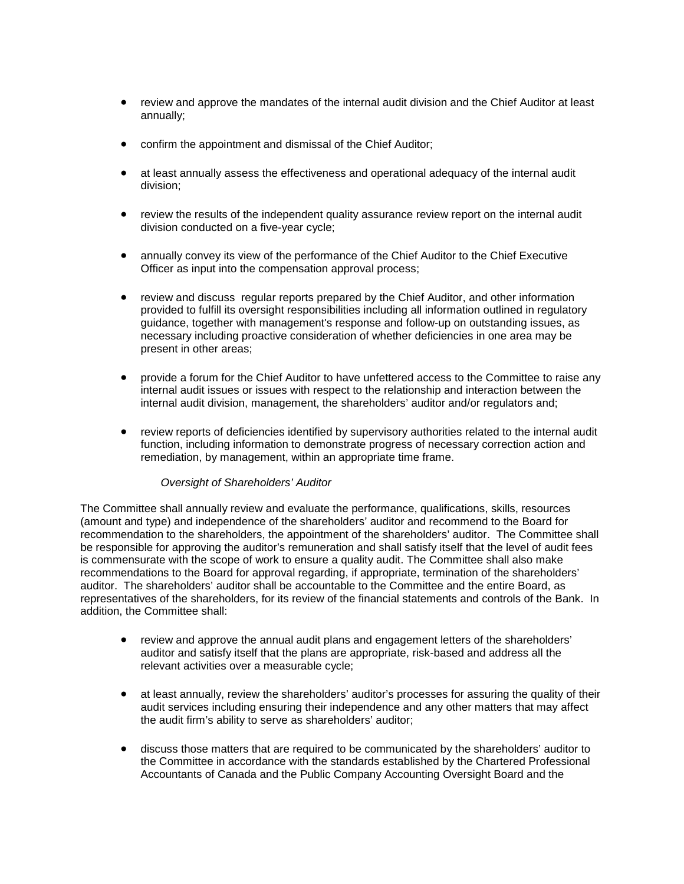- review and approve the mandates of the internal audit division and the Chief Auditor at least annually;
- confirm the appointment and dismissal of the Chief Auditor;
- at least annually assess the effectiveness and operational adequacy of the internal audit division;
- review the results of the independent quality assurance review report on the internal audit division conducted on a five-year cycle;
- annually convey its view of the performance of the Chief Auditor to the Chief Executive Officer as input into the compensation approval process;
- review and discuss regular reports prepared by the Chief Auditor, and other information provided to fulfill its oversight responsibilities including all information outlined in regulatory guidance, together with management's response and follow-up on outstanding issues, as necessary including proactive consideration of whether deficiencies in one area may be present in other areas;
- provide a forum for the Chief Auditor to have unfettered access to the Committee to raise any internal audit issues or issues with respect to the relationship and interaction between the internal audit division, management, the shareholders' auditor and/or regulators and;
- review reports of deficiencies identified by supervisory authorities related to the internal audit function, including information to demonstrate progress of necessary correction action and remediation, by management, within an appropriate time frame.

*Oversight of Shareholders' Auditor*

The Committee shall annually review and evaluate the performance, qualifications, skills, resources (amount and type) and independence of the shareholders' auditor and recommend to the Board for recommendation to the shareholders, the appointment of the shareholders' auditor. The Committee shall be responsible for approving the auditor's remuneration and shall satisfy itself that the level of audit fees is commensurate with the scope of work to ensure a quality audit. The Committee shall also make recommendations to the Board for approval regarding, if appropriate, termination of the shareholders' auditor. The shareholders' auditor shall be accountable to the Committee and the entire Board, as representatives of the shareholders, for its review of the financial statements and controls of the Bank. In addition, the Committee shall:

- review and approve the annual audit plans and engagement letters of the shareholders' auditor and satisfy itself that the plans are appropriate, risk-based and address all the relevant activities over a measurable cycle;
- at least annually, review the shareholders' auditor's processes for assuring the quality of their audit services including ensuring their independence and any other matters that may affect the audit firm's ability to serve as shareholders' auditor;
- discuss those matters that are required to be communicated by the shareholders' auditor to the Committee in accordance with the standards established by the Chartered Professional Accountants of Canada and the Public Company Accounting Oversight Board and the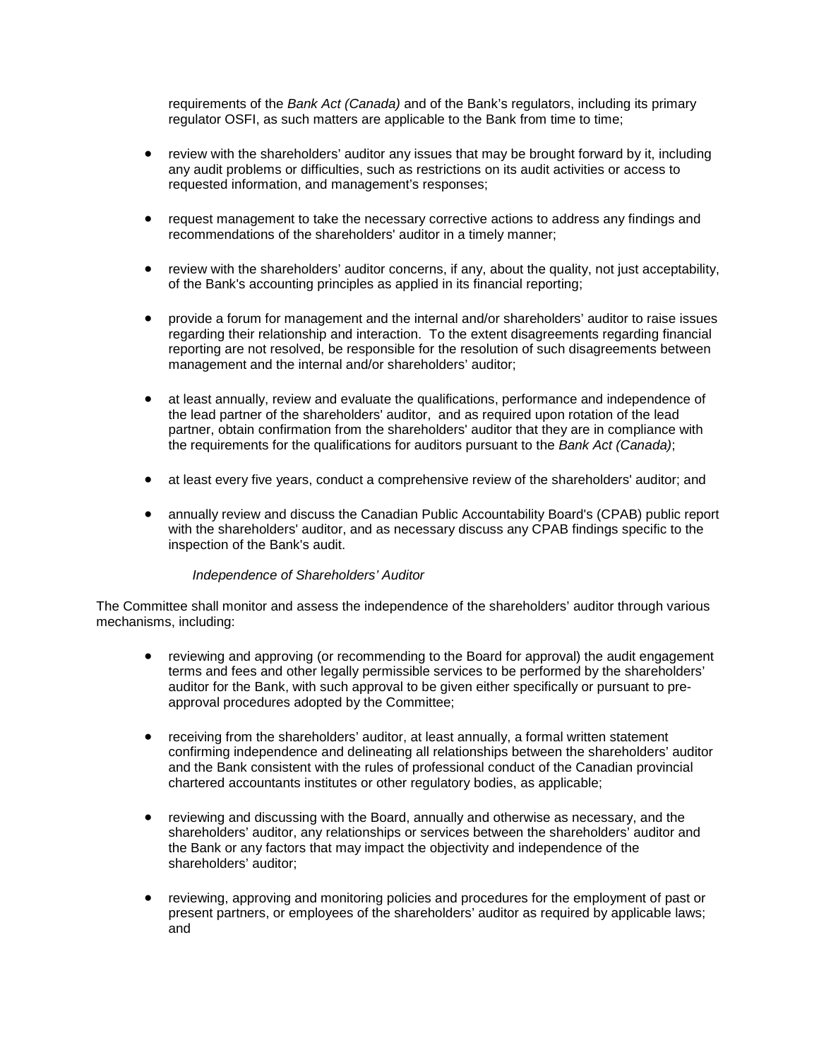requirements of the *Bank Act (Canada)* and of the Bank's regulators, including its primary regulator OSFI, as such matters are applicable to the Bank from time to time;

- review with the shareholders' auditor any issues that may be brought forward by it, including any audit problems or difficulties, such as restrictions on its audit activities or access to requested information, and management's responses;

- request management to take the necessary corrective actions to address any findings and recommendations of the shareholders' auditor in a timely manner;

- review with the shareholders' auditor concerns, if any, about the quality, not just acceptability, of the Bank's accounting principles as applied in its financial reporting;

- provide a forum for management and the internal and/or shareholders' auditor to raise issues regarding their relationship and interaction. To the extent disagreements regarding financial reporting are not resolved, be responsible for the resolution of such disagreements between management and the internal and/or shareholders' auditor;

- at least annually, review and evaluate the qualifications, performance and independence of the lead partner of the shareholders' auditor, and as required upon rotation of the lead partner, obtain confirmation from the shareholders' auditor that they are in compliance with the requirements for the qualifications for auditors pursuant to the *Bank Act (Canada)*;

- at least every five years, conduct a comprehensive review of the shareholders' auditor; and

- annually review and discuss the Canadian Public Accountability Board's (CPAB) public report with the shareholders' auditor, and as necessary discuss any CPAB findings specific to the inspection of the Bank's audit.

*Independence of Shareholders' Auditor*

The Committee shall monitor and assess the independence of the shareholders' auditor through various mechanisms, including:

- reviewing and approving (or recommending to the Board for approval) the audit engagement terms and fees and other legally permissible services to be performed by the shareholders' auditor for the Bank, with such approval to be given either specifically or pursuant to pre-approval procedures adopted by the Committee;

- receiving from the shareholders' auditor, at least annually, a formal written statement confirming independence and delineating all relationships between the shareholders' auditor and the Bank consistent with the rules of professional conduct of the Canadian provincial chartered accountants institutes or other regulatory bodies, as applicable;

- reviewing and discussing with the Board, annually and otherwise as necessary, and the shareholders' auditor, any relationships or services between the shareholders' auditor and the Bank or any factors that may impact the objectivity and independence of the shareholders' auditor;

- reviewing, approving and monitoring policies and procedures for the employment of past or present partners, or employees of the shareholders' auditor as required by applicable laws; and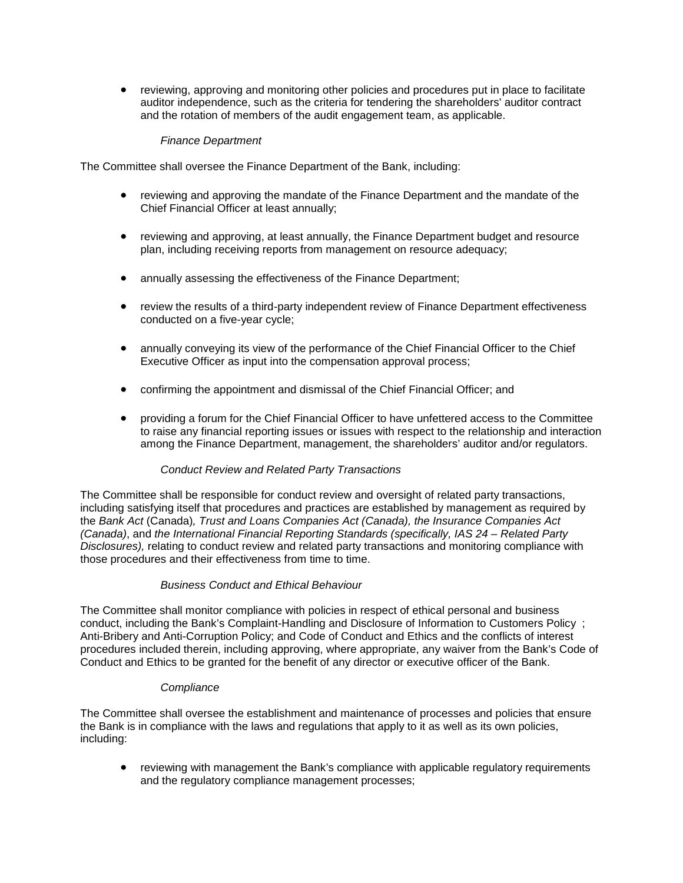- reviewing, approving and monitoring other policies and procedures put in place to facilitate auditor independence, such as the criteria for tendering the shareholders' auditor contract and the rotation of members of the audit engagement team, as applicable.

*Finance Department*

The Committee shall oversee the Finance Department of the Bank, including:

- reviewing and approving the mandate of the Finance Department and the mandate of the Chief Financial Officer at least annually;
- reviewing and approving, at least annually, the Finance Department budget and resource plan, including receiving reports from management on resource adequacy;
- annually assessing the effectiveness of the Finance Department;
- review the results of a third-party independent review of Finance Department effectiveness conducted on a five-year cycle;
- annually conveying its view of the performance of the Chief Financial Officer to the Chief Executive Officer as input into the compensation approval process;
- confirming the appointment and dismissal of the Chief Financial Officer; and
- providing a forum for the Chief Financial Officer to have unfettered access to the Committee to raise any financial reporting issues or issues with respect to the relationship and interaction among the Finance Department, management, the shareholders' auditor and/or regulators.

*Conduct Review and Related Party Transactions*

The Committee shall be responsible for conduct review and oversight of related party transactions, including satisfying itself that procedures and practices are established by management as required by the *Bank Act* (Canada)*, Trust and Loans Companies Act (Canada), the Insurance Companies Act (Canada)*, and *the International Financial Reporting Standards (specifically, IAS 24 – Related Party Disclosures),* relating to conduct review and related party transactions and monitoring compliance with those procedures and their effectiveness from time to time.

*Business Conduct and Ethical Behaviour*

The Committee shall monitor compliance with policies in respect of ethical personal and business conduct, including the Bank's Complaint-Handling and Disclosure of Information to Customers Policy ; Anti-Bribery and Anti-Corruption Policy; and Code of Conduct and Ethics and the conflicts of interest procedures included therein, including approving, where appropriate, any waiver from the Bank's Code of Conduct and Ethics to be granted for the benefit of any director or executive officer of the Bank.

*Compliance*

The Committee shall oversee the establishment and maintenance of processes and policies that ensure the Bank is in compliance with the laws and regulations that apply to it as well as its own policies, including:

- reviewing with management the Bank's compliance with applicable regulatory requirements and the regulatory compliance management processes;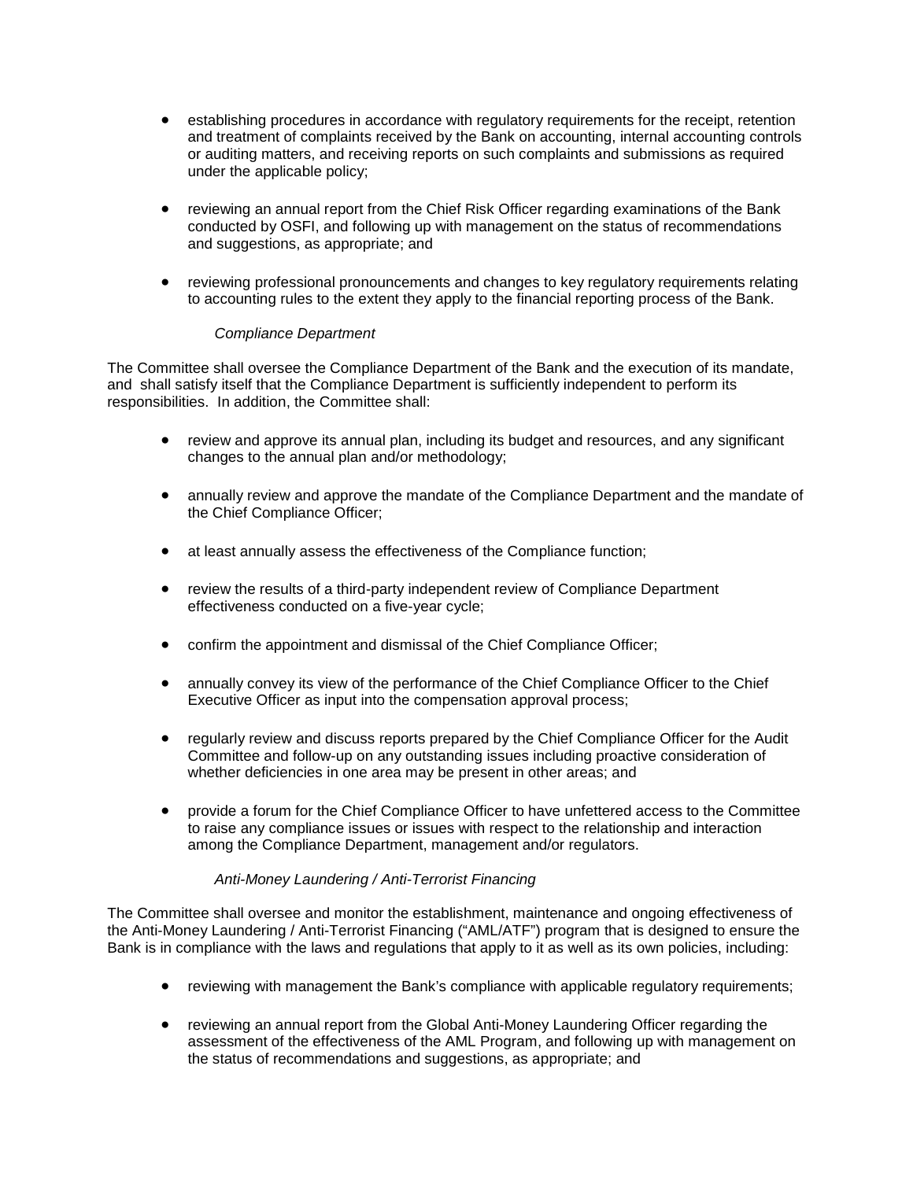- establishing procedures in accordance with regulatory requirements for the receipt, retention and treatment of complaints received by the Bank on accounting, internal accounting controls or auditing matters, and receiving reports on such complaints and submissions as required under the applicable policy;

- reviewing an annual report from the Chief Risk Officer regarding examinations of the Bank conducted by OSFI, and following up with management on the status of recommendations and suggestions, as appropriate; and

- reviewing professional pronouncements and changes to key regulatory requirements relating to accounting rules to the extent they apply to the financial reporting process of the Bank.

*Compliance Department*

The Committee shall oversee the Compliance Department of the Bank and the execution of its mandate, and shall satisfy itself that the Compliance Department is sufficiently independent to perform its responsibilities. In addition, the Committee shall:

- review and approve its annual plan, including its budget and resources, and any significant changes to the annual plan and/or methodology;

- annually review and approve the mandate of the Compliance Department and the mandate of the Chief Compliance Officer;

- at least annually assess the effectiveness of the Compliance function;

- review the results of a third-party independent review of Compliance Department effectiveness conducted on a five-year cycle;

- confirm the appointment and dismissal of the Chief Compliance Officer;

- annually convey its view of the performance of the Chief Compliance Officer to the Chief Executive Officer as input into the compensation approval process;

- regularly review and discuss reports prepared by the Chief Compliance Officer for the Audit Committee and follow-up on any outstanding issues including proactive consideration of whether deficiencies in one area may be present in other areas; and

- provide a forum for the Chief Compliance Officer to have unfettered access to the Committee to raise any compliance issues or issues with respect to the relationship and interaction among the Compliance Department, management and/or regulators.

*Anti-Money Laundering / Anti-Terrorist Financing*

The Committee shall oversee and monitor the establishment, maintenance and ongoing effectiveness of the Anti-Money Laundering / Anti-Terrorist Financing ("AML/ATF") program that is designed to ensure the Bank is in compliance with the laws and regulations that apply to it as well as its own policies, including:

- reviewing with management the Bank's compliance with applicable regulatory requirements;

- reviewing an annual report from the Global Anti-Money Laundering Officer regarding the assessment of the effectiveness of the AML Program, and following up with management on the status of recommendations and suggestions, as appropriate; and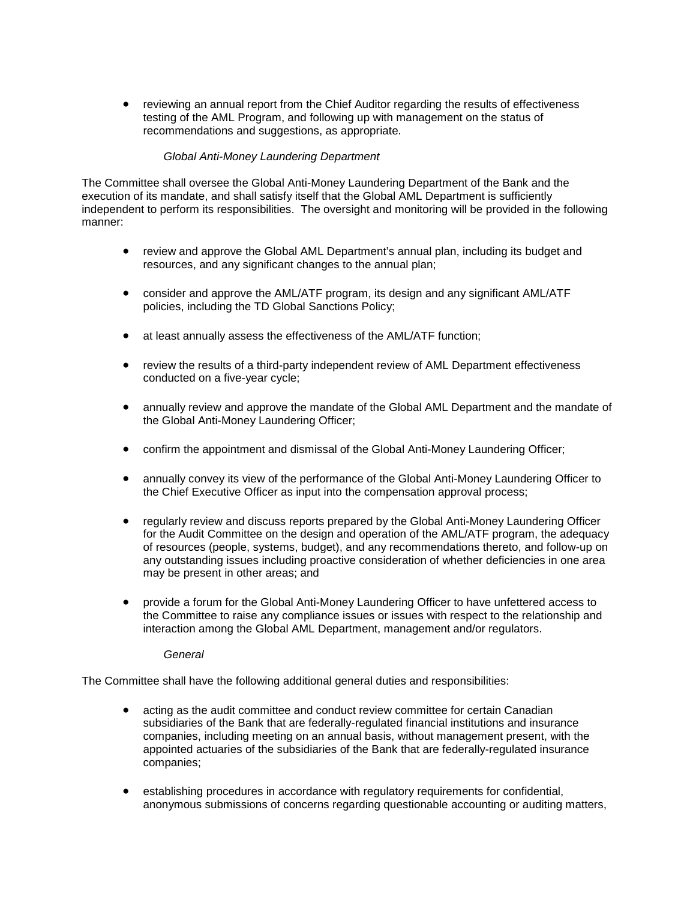- reviewing an annual report from the Chief Auditor regarding the results of effectiveness testing of the AML Program, and following up with management on the status of recommendations and suggestions, as appropriate.

*Global Anti-Money Laundering Department*

The Committee shall oversee the Global Anti-Money Laundering Department of the Bank and the execution of its mandate, and shall satisfy itself that the Global AML Department is sufficiently independent to perform its responsibilities. The oversight and monitoring will be provided in the following manner:

- review and approve the Global AML Department's annual plan, including its budget and resources, and any significant changes to the annual plan;

- consider and approve the AML/ATF program, its design and any significant AML/ATF policies, including the TD Global Sanctions Policy;

- at least annually assess the effectiveness of the AML/ATF function;

- review the results of a third-party independent review of AML Department effectiveness conducted on a five-year cycle;

- annually review and approve the mandate of the Global AML Department and the mandate of the Global Anti-Money Laundering Officer;

- confirm the appointment and dismissal of the Global Anti-Money Laundering Officer;

- annually convey its view of the performance of the Global Anti-Money Laundering Officer to the Chief Executive Officer as input into the compensation approval process;

- regularly review and discuss reports prepared by the Global Anti-Money Laundering Officer for the Audit Committee on the design and operation of the AML/ATF program, the adequacy of resources (people, systems, budget), and any recommendations thereto, and follow-up on any outstanding issues including proactive consideration of whether deficiencies in one area may be present in other areas; and

- provide a forum for the Global Anti-Money Laundering Officer to have unfettered access to the Committee to raise any compliance issues or issues with respect to the relationship and interaction among the Global AML Department, management and/or regulators.

*General*

The Committee shall have the following additional general duties and responsibilities:

- acting as the audit committee and conduct review committee for certain Canadian subsidiaries of the Bank that are federally-regulated financial institutions and insurance companies, including meeting on an annual basis, without management present, with the appointed actuaries of the subsidiaries of the Bank that are federally-regulated insurance companies;

- establishing procedures in accordance with regulatory requirements for confidential, anonymous submissions of concerns regarding questionable accounting or auditing matters,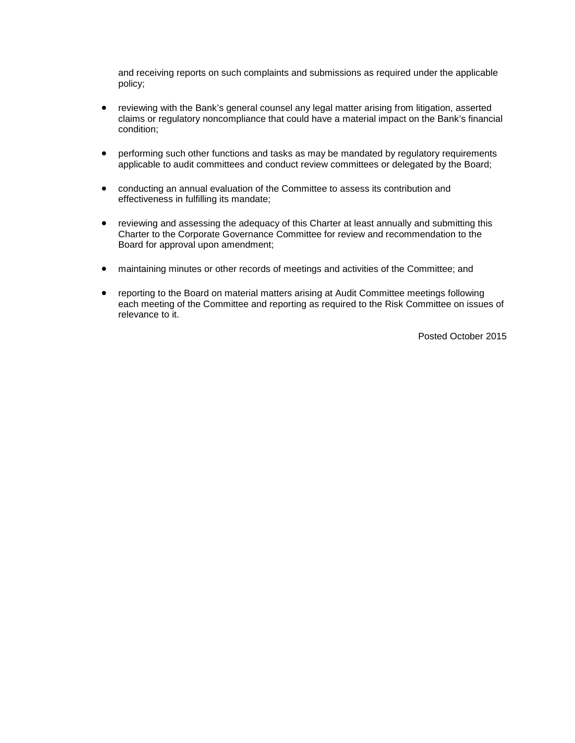and receiving reports on such complaints and submissions as required under the applicable policy;

- reviewing with the Bank’s general counsel any legal matter arising from litigation, asserted claims or regulatory noncompliance that could have a material impact on the Bank’s financial condition;

- performing such other functions and tasks as may be mandated by regulatory requirements applicable to audit committees and conduct review committees or delegated by the Board;

- conducting an annual evaluation of the Committee to assess its contribution and effectiveness in fulfilling its mandate;

- reviewing and assessing the adequacy of this Charter at least annually and submitting this Charter to the Corporate Governance Committee for review and recommendation to the Board for approval upon amendment;

- maintaining minutes or other records of meetings and activities of the Committee; and

- reporting to the Board on material matters arising at Audit Committee meetings following each meeting of the Committee and reporting as required to the Risk Committee on issues of relevance to it.

Posted October 2015